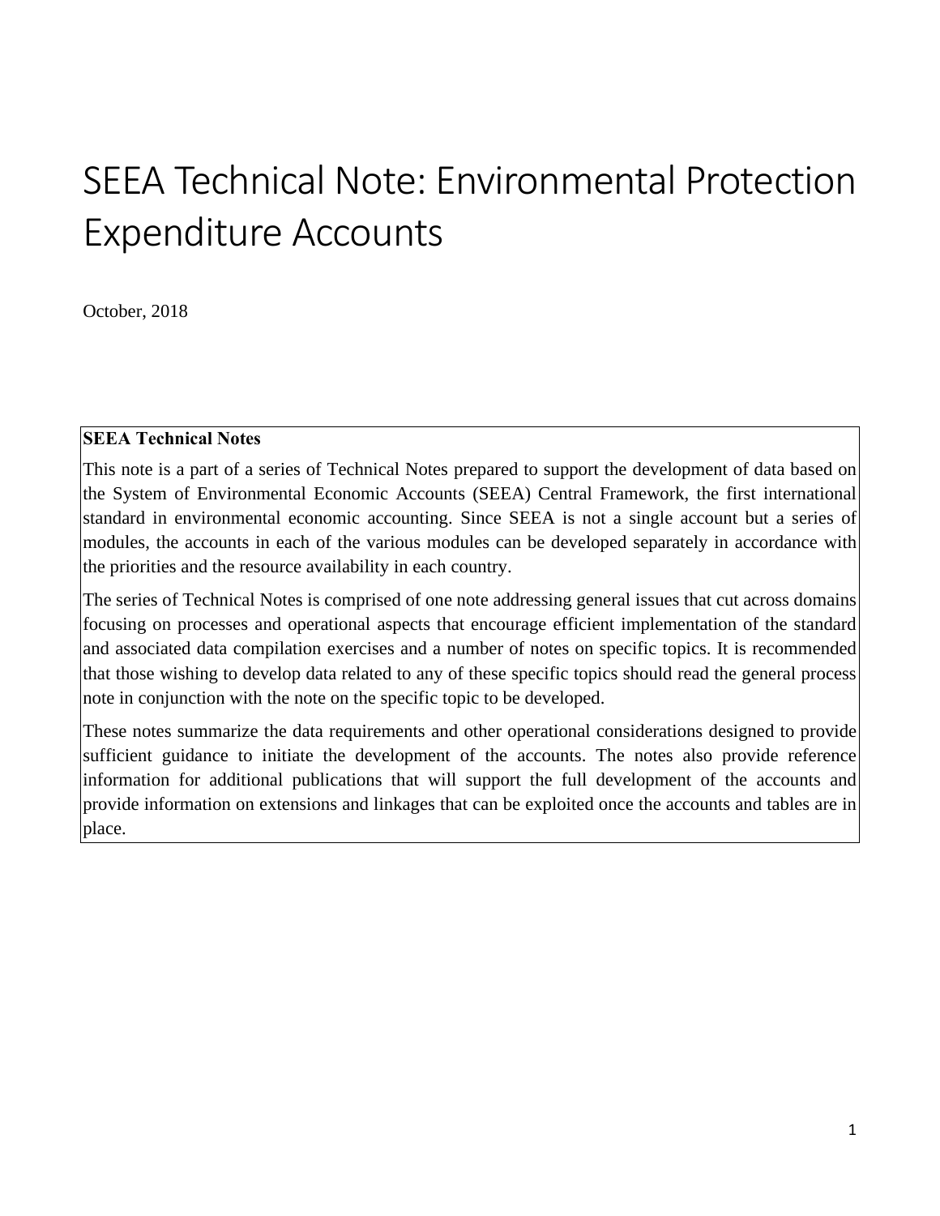# SEEA Technical Note: Environmental Protection Expenditure Accounts

October, 2018

**SEEA Technical Notes**

This note is a part of a series of Technical Notes prepared to support the development of data based on the System of Environmental Economic Accounts (SEEA) Central Framework, the first international standard in environmental economic accounting. Since SEEA is not a single account but a series of modules, the accounts in each of the various modules can be developed separately in accordance with the priorities and the resource availability in each country.

The series of Technical Notes is comprised of one note addressing general issues that cut across domains focusing on processes and operational aspects that encourage efficient implementation of the standard and associated data compilation exercises and a number of notes on specific topics. It is recommended that those wishing to develop data related to any of these specific topics should read the general process note in conjunction with the note on the specific topic to be developed.

These notes summarize the data requirements and other operational considerations designed to provide sufficient guidance to initiate the development of the accounts. The notes also provide reference information for additional publications that will support the full development of the accounts and provide information on extensions and linkages that can be exploited once the accounts and tables are in place.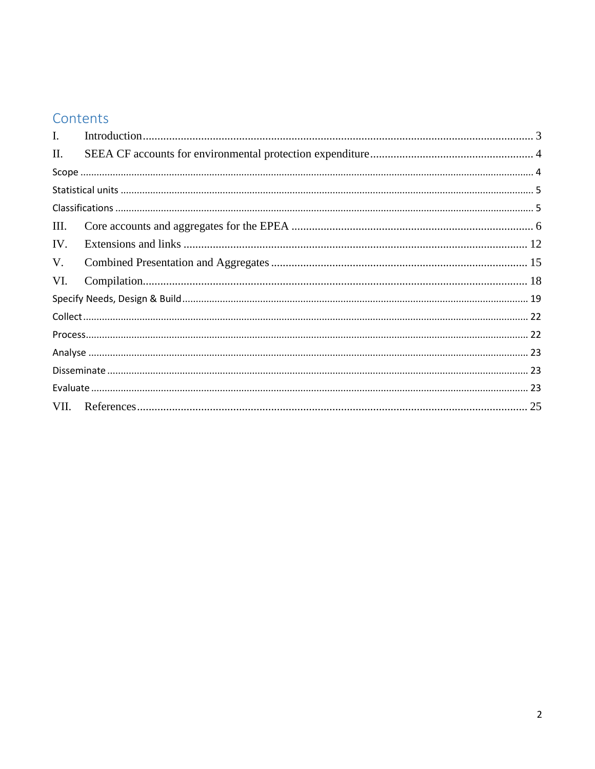# Contents

I. Introduction ........................................................................................................................ 3

II. SEEA CF accounts for environmental protection expenditure ........................................................ 4

Scope ........................................................................................................................................ 4

Statistical units .......................................................................................................................... 5

Classifications ........................................................................................................................... 5

III. Core accounts and aggregates for the EPEA .................................................................................. 6

IV. Extensions and links ................................................................................................................. 12

V. Combined Presentation and Aggregates ........................................................................................ 15

VI. Compilation ............................................................................................................................. 18

Specify Needs, Design & Build ....................................................................................................... 19

Collect ....................................................................................................................................... 22

Process ...................................................................................................................................... 22

Analyse ..................................................................................................................................... 23

Disseminate ............................................................................................................................... 23

Evaluate .................................................................................................................................... 23

VII. References .............................................................................................................................. 25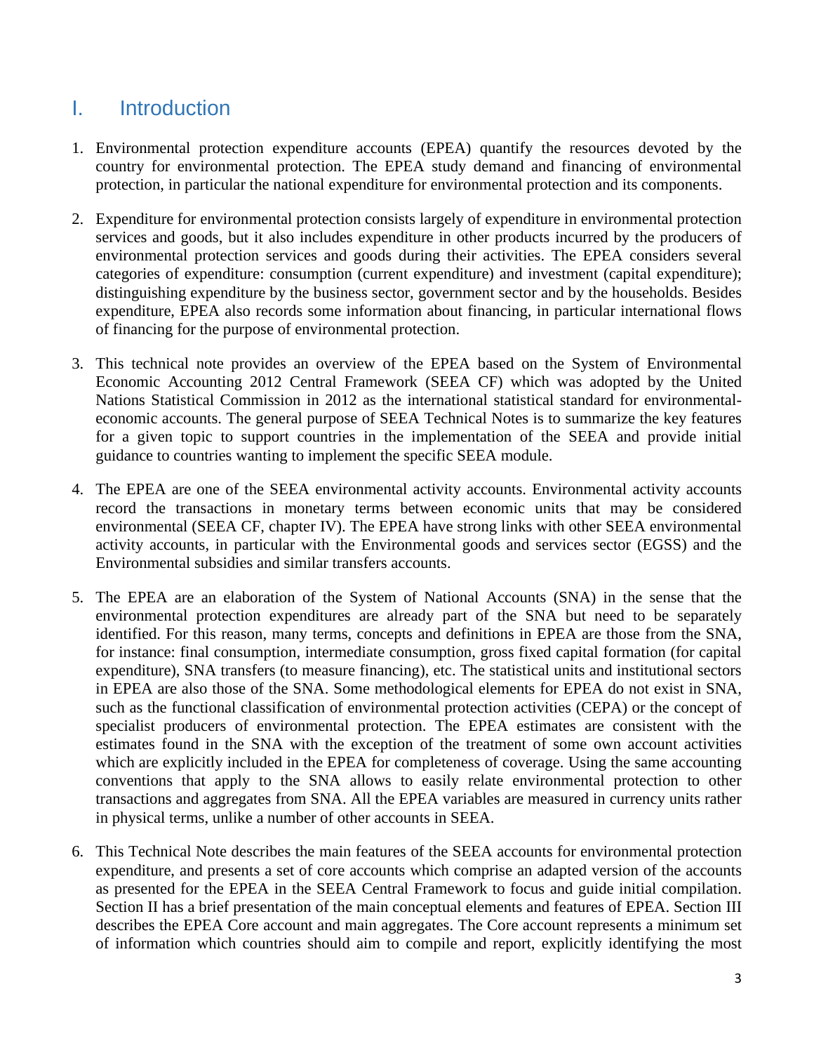# I. Introduction

1. Environmental protection expenditure accounts (EPEA) quantify the resources devoted by the country for environmental protection. The EPEA study demand and financing of environmental protection, in particular the national expenditure for environmental protection and its components.

2. Expenditure for environmental protection consists largely of expenditure in environmental protection services and goods, but it also includes expenditure in other products incurred by the producers of environmental protection services and goods during their activities. The EPEA considers several categories of expenditure: consumption (current expenditure) and investment (capital expenditure); distinguishing expenditure by the business sector, government sector and by the households. Besides expenditure, EPEA also records some information about financing, in particular international flows of financing for the purpose of environmental protection.

3. This technical note provides an overview of the EPEA based on the System of Environmental Economic Accounting 2012 Central Framework (SEEA CF) which was adopted by the United Nations Statistical Commission in 2012 as the international statistical standard for environmental-economic accounts. The general purpose of SEEA Technical Notes is to summarize the key features for a given topic to support countries in the implementation of the SEEA and provide initial guidance to countries wanting to implement the specific SEEA module.

4. The EPEA are one of the SEEA environmental activity accounts. Environmental activity accounts record the transactions in monetary terms between economic units that may be considered environmental (SEEA CF, chapter IV). The EPEA have strong links with other SEEA environmental activity accounts, in particular with the Environmental goods and services sector (EGSS) and the Environmental subsidies and similar transfers accounts.

5. The EPEA are an elaboration of the System of National Accounts (SNA) in the sense that the environmental protection expenditures are already part of the SNA but need to be separately identified. For this reason, many terms, concepts and definitions in EPEA are those from the SNA, for instance: final consumption, intermediate consumption, gross fixed capital formation (for capital expenditure), SNA transfers (to measure financing), etc. The statistical units and institutional sectors in EPEA are also those of the SNA. Some methodological elements for EPEA do not exist in SNA, such as the functional classification of environmental protection activities (CEPA) or the concept of specialist producers of environmental protection. The EPEA estimates are consistent with the estimates found in the SNA with the exception of the treatment of some own account activities which are explicitly included in the EPEA for completeness of coverage. Using the same accounting conventions that apply to the SNA allows to easily relate environmental protection to other transactions and aggregates from SNA. All the EPEA variables are measured in currency units rather in physical terms, unlike a number of other accounts in SEEA.

6. This Technical Note describes the main features of the SEEA accounts for environmental protection expenditure, and presents a set of core accounts which comprise an adapted version of the accounts as presented for the EPEA in the SEEA Central Framework to focus and guide initial compilation. Section II has a brief presentation of the main conceptual elements and features of EPEA. Section III describes the EPEA Core account and main aggregates. The Core account represents a minimum set of information which countries should aim to compile and report, explicitly identifying the most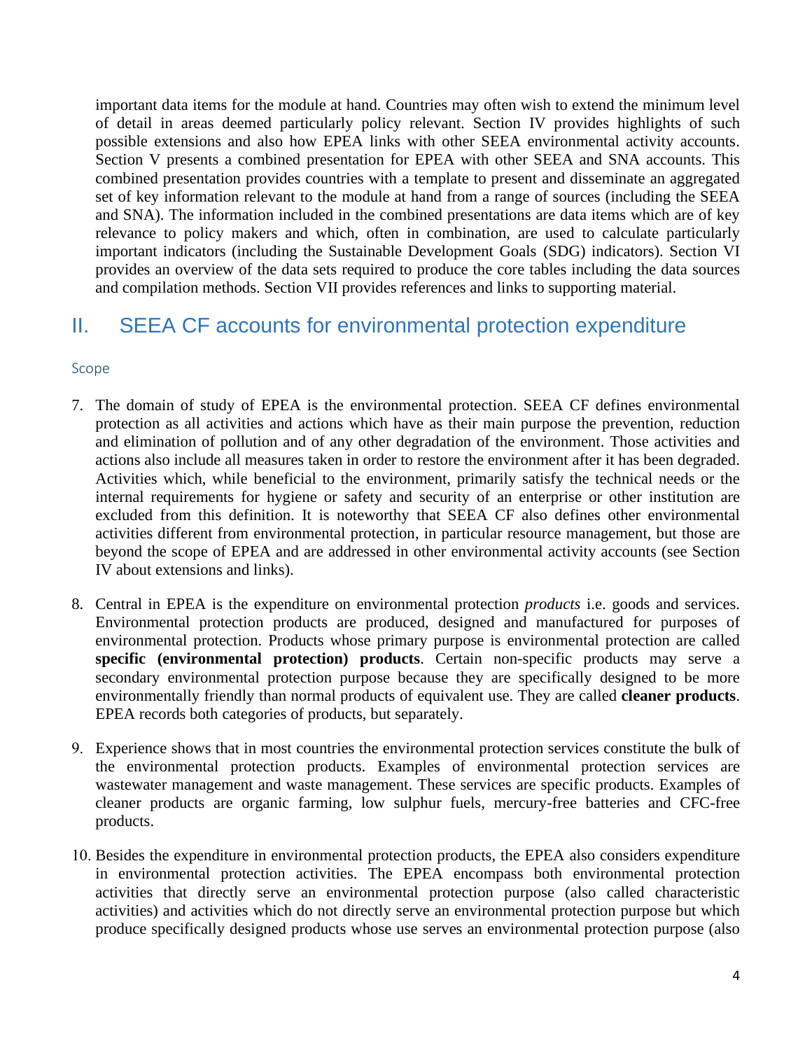important data items for the module at hand. Countries may often wish to extend the minimum level of detail in areas deemed particularly policy relevant. Section IV provides highlights of such possible extensions and also how EPEA links with other SEEA environmental activity accounts. Section V presents a combined presentation for EPEA with other SEEA and SNA accounts. This combined presentation provides countries with a template to present and disseminate an aggregated set of key information relevant to the module at hand from a range of sources (including the SEEA and SNA). The information included in the combined presentations are data items which are of key relevance to policy makers and which, often in combination, are used to calculate particularly important indicators (including the Sustainable Development Goals (SDG) indicators). Section VI provides an overview of the data sets required to produce the core tables including the data sources and compilation methods. Section VII provides references and links to supporting material.

# II. SEEA CF accounts for environmental protection expenditure

### Scope

7. The domain of study of EPEA is the environmental protection. SEEA CF defines environmental protection as all activities and actions which have as their main purpose the prevention, reduction and elimination of pollution and of any other degradation of the environment. Those activities and actions also include all measures taken in order to restore the environment after it has been degraded. Activities which, while beneficial to the environment, primarily satisfy the technical needs or the internal requirements for hygiene or safety and security of an enterprise or other institution are excluded from this definition. It is noteworthy that SEEA CF also defines other environmental activities different from environmental protection, in particular resource management, but those are beyond the scope of EPEA and are addressed in other environmental activity accounts (see Section IV about extensions and links).

8. Central in EPEA is the expenditure on environmental protection *products* i.e. goods and services. Environmental protection products are produced, designed and manufactured for purposes of environmental protection. Products whose primary purpose is environmental protection are called **specific (environmental protection) products**. Certain non-specific products may serve a secondary environmental protection purpose because they are specifically designed to be more environmentally friendly than normal products of equivalent use. They are called **cleaner products**. EPEA records both categories of products, but separately.

9. Experience shows that in most countries the environmental protection services constitute the bulk of the environmental protection products. Examples of environmental protection services are wastewater management and waste management. These services are specific products. Examples of cleaner products are organic farming, low sulphur fuels, mercury-free batteries and CFC-free products.

10. Besides the expenditure in environmental protection products, the EPEA also considers expenditure in environmental protection activities. The EPEA encompass both environmental protection activities that directly serve an environmental protection purpose (also called characteristic activities) and activities which do not directly serve an environmental protection purpose but which produce specifically designed products whose use serves an environmental protection purpose (also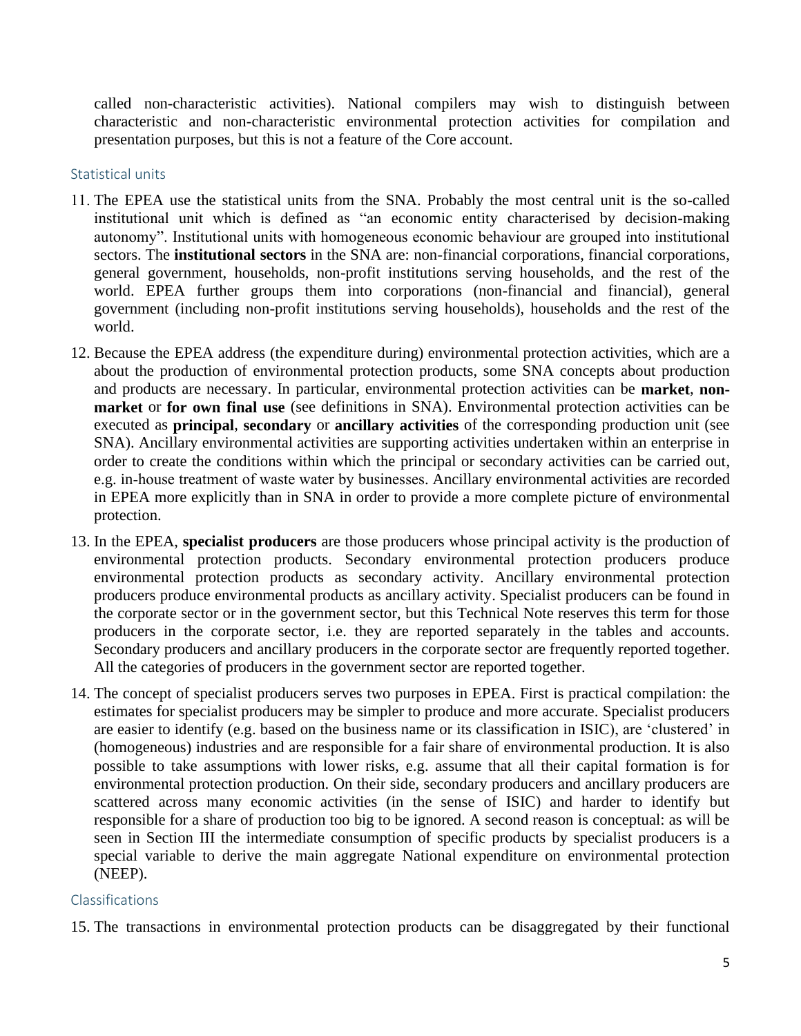called non-characteristic activities). National compilers may wish to distinguish between characteristic and non-characteristic environmental protection activities for compilation and presentation purposes, but this is not a feature of the Core account.

### Statistical units

11. The EPEA use the statistical units from the SNA. Probably the most central unit is the so-called institutional unit which is defined as "an economic entity characterised by decision-making autonomy". Institutional units with homogeneous economic behaviour are grouped into institutional sectors. The **institutional sectors** in the SNA are: non-financial corporations, financial corporations, general government, households, non-profit institutions serving households, and the rest of the world. EPEA further groups them into corporations (non-financial and financial), general government (including non-profit institutions serving households), households and the rest of the world.

12. Because the EPEA address (the expenditure during) environmental protection activities, which are a about the production of environmental protection products, some SNA concepts about production and products are necessary. In particular, environmental protection activities can be **market**, **non-market** or **for own final use** (see definitions in SNA). Environmental protection activities can be executed as **principal**, **secondary** or **ancillary activities** of the corresponding production unit (see SNA). Ancillary environmental activities are supporting activities undertaken within an enterprise in order to create the conditions within which the principal or secondary activities can be carried out, e.g. in-house treatment of waste water by businesses. Ancillary environmental activities are recorded in EPEA more explicitly than in SNA in order to provide a more complete picture of environmental protection.

13. In the EPEA, **specialist producers** are those producers whose principal activity is the production of environmental protection products. Secondary environmental protection producers produce environmental protection products as secondary activity. Ancillary environmental protection producers produce environmental products as ancillary activity. Specialist producers can be found in the corporate sector or in the government sector, but this Technical Note reserves this term for those producers in the corporate sector, i.e. they are reported separately in the tables and accounts. Secondary producers and ancillary producers in the corporate sector are frequently reported together. All the categories of producers in the government sector are reported together.

14. The concept of specialist producers serves two purposes in EPEA. First is practical compilation: the estimates for specialist producers may be simpler to produce and more accurate. Specialist producers are easier to identify (e.g. based on the business name or its classification in ISIC), are 'clustered' in (homogeneous) industries and are responsible for a fair share of environmental production. It is also possible to take assumptions with lower risks, e.g. assume that all their capital formation is for environmental protection production. On their side, secondary producers and ancillary producers are scattered across many economic activities (in the sense of ISIC) and harder to identify but responsible for a share of production too big to be ignored. A second reason is conceptual: as will be seen in Section III the intermediate consumption of specific products by specialist producers is a special variable to derive the main aggregate National expenditure on environmental protection (NEEP).

### Classifications

15. The transactions in environmental protection products can be disaggregated by their functional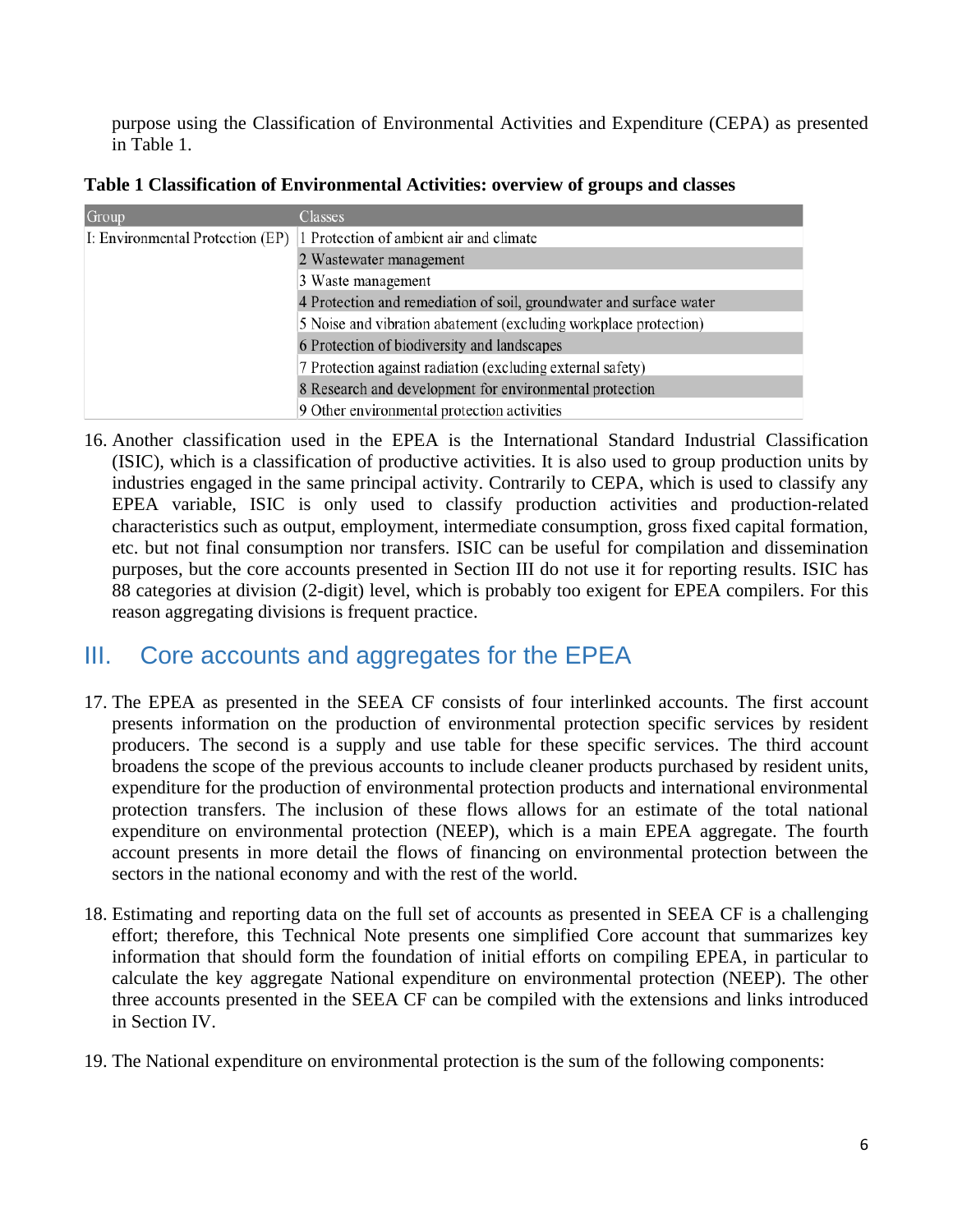purpose using the Classification of Environmental Activities and Expenditure (CEPA) as presented in Table 1.

**Table 1 Classification of Environmental Activities: overview of groups and classes**

| Group | Classes |
|---|---|
| I: Environmental Protection (EP) | 1 Protection of ambient air and climate |
| | 2 Wastewater management |
| | 3 Waste management |
| | 4 Protection and remediation of soil, groundwater and surface water |
| | 5 Noise and vibration abatement (excluding workplace protection) |
| | 6 Protection of biodiversity and landscapes |
| | 7 Protection against radiation (excluding external safety) |
| | 8 Research and development for environmental protection |
| | 9 Other environmental protection activities |

16. Another classification used in the EPEA is the International Standard Industrial Classification (ISIC), which is a classification of productive activities. It is also used to group production units by industries engaged in the same principal activity. Contrarily to CEPA, which is used to classify any EPEA variable, ISIC is only used to classify production activities and production-related characteristics such as output, employment, intermediate consumption, gross fixed capital formation, etc. but not final consumption nor transfers. ISIC can be useful for compilation and dissemination purposes, but the core accounts presented in Section III do not use it for reporting results. ISIC has 88 categories at division (2-digit) level, which is probably too exigent for EPEA compilers. For this reason aggregating divisions is frequent practice.

# III. Core accounts and aggregates for the EPEA

17. The EPEA as presented in the SEEA CF consists of four interlinked accounts. The first account presents information on the production of environmental protection specific services by resident producers. The second is a supply and use table for these specific services. The third account broadens the scope of the previous accounts to include cleaner products purchased by resident units, expenditure for the production of environmental protection products and international environmental protection transfers. The inclusion of these flows allows for an estimate of the total national expenditure on environmental protection (NEEP), which is a main EPEA aggregate. The fourth account presents in more detail the flows of financing on environmental protection between the sectors in the national economy and with the rest of the world.

18. Estimating and reporting data on the full set of accounts as presented in SEEA CF is a challenging effort; therefore, this Technical Note presents one simplified Core account that summarizes key information that should form the foundation of initial efforts on compiling EPEA, in particular to calculate the key aggregate National expenditure on environmental protection (NEEP). The other three accounts presented in the SEEA CF can be compiled with the extensions and links introduced in Section IV.

19. The National expenditure on environmental protection is the sum of the following components: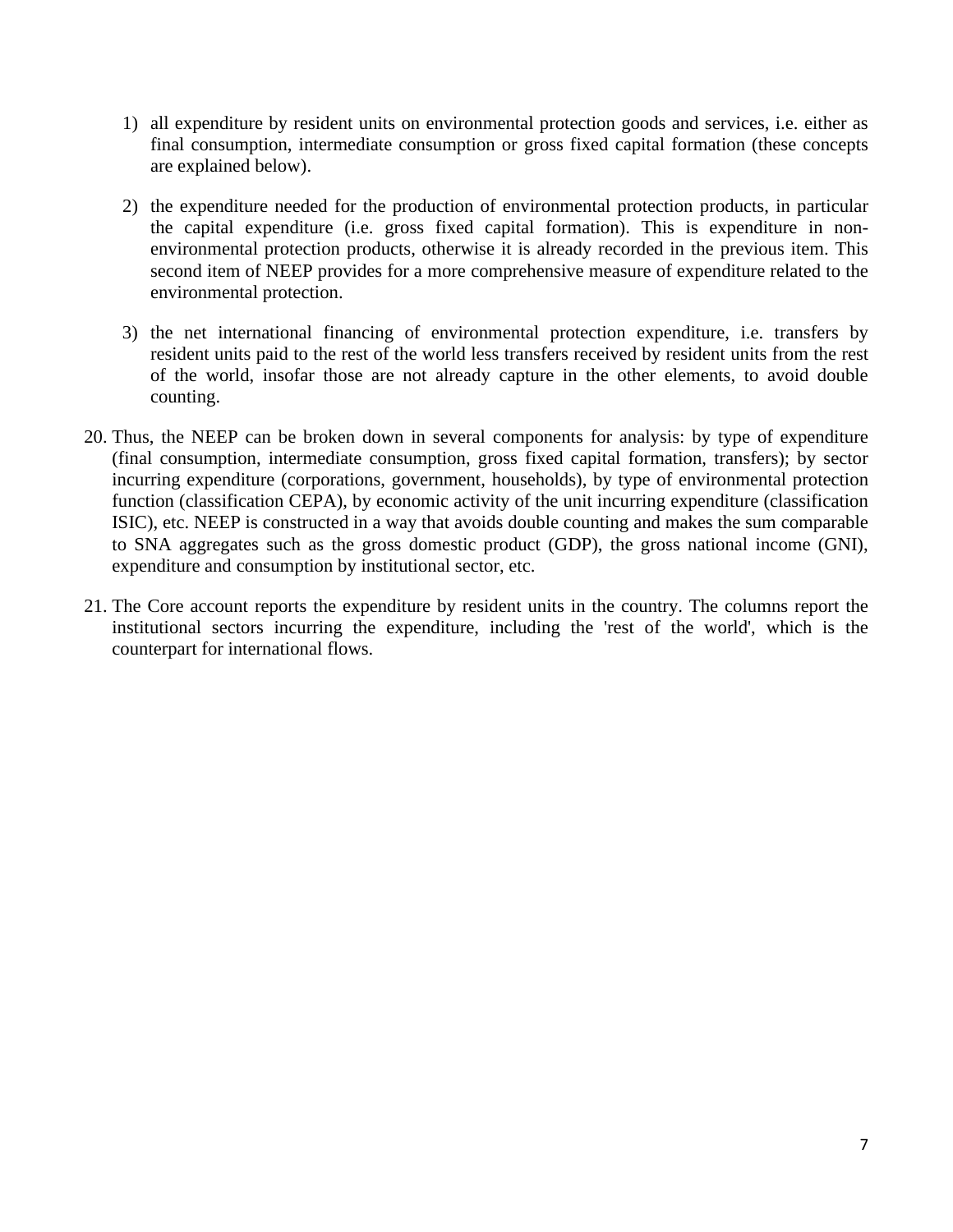1) all expenditure by resident units on environmental protection goods and services, i.e. either as final consumption, intermediate consumption or gross fixed capital formation (these concepts are explained below).

2) the expenditure needed for the production of environmental protection products, in particular the capital expenditure (i.e. gross fixed capital formation). This is expenditure in non-environmental protection products, otherwise it is already recorded in the previous item. This second item of NEEP provides for a more comprehensive measure of expenditure related to the environmental protection.

3) the net international financing of environmental protection expenditure, i.e. transfers by resident units paid to the rest of the world less transfers received by resident units from the rest of the world, insofar those are not already capture in the other elements, to avoid double counting.

20. Thus, the NEEP can be broken down in several components for analysis: by type of expenditure (final consumption, intermediate consumption, gross fixed capital formation, transfers); by sector incurring expenditure (corporations, government, households), by type of environmental protection function (classification CEPA), by economic activity of the unit incurring expenditure (classification ISIC), etc. NEEP is constructed in a way that avoids double counting and makes the sum comparable to SNA aggregates such as the gross domestic product (GDP), the gross national income (GNI), expenditure and consumption by institutional sector, etc.

21. The Core account reports the expenditure by resident units in the country. The columns report the institutional sectors incurring the expenditure, including the 'rest of the world', which is the counterpart for international flows.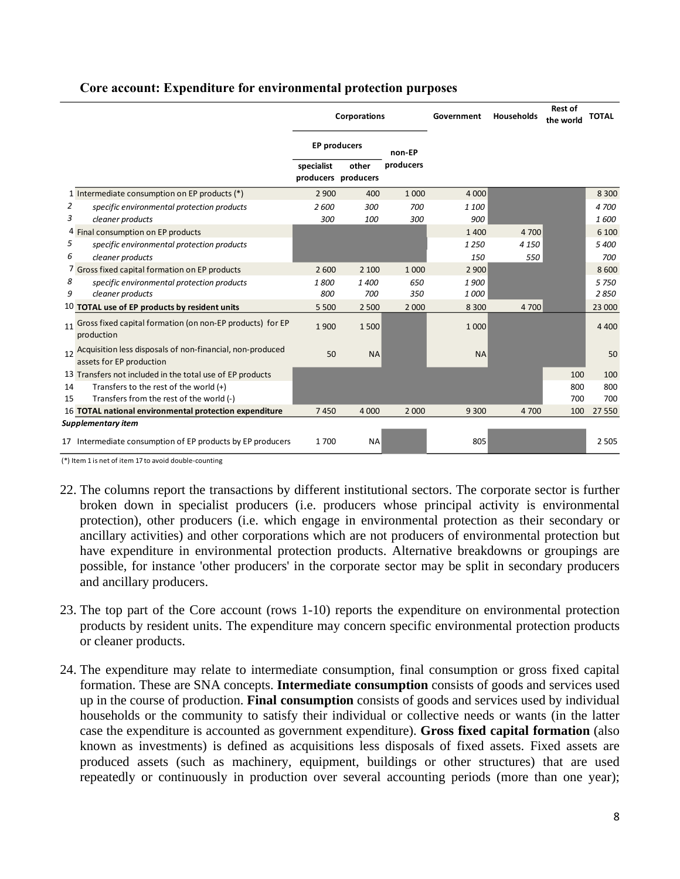**Core account: Expenditure for environmental protection purposes**

| | | Corporations | | | Government | Households | Rest of the world | TOTAL |
|---|---|---|---|---|---|---|---|---|
| | | EP producers | | non-EP producers | | | | |
| | | specialist producers | other producers | | | | | |
| 1 | Intermediate consumption on EP products (*) | 2 900 | 400 | 1 000 | 4 000 | | | 8 300 |
| 2 | *specific environmental protection products* | *2 600* | *300* | *700* | *1 100* | | | *4 700* |
| 3 | *cleaner products* | *300* | *100* | *300* | *900* | | | *1 600* |
| 4 | Final consumption on EP products | | | | 1 400 | 4 700 | | 6 100 |
| 5 | *specific environmental protection products* | | | | *1 250* | *4 150* | | *5 400* |
| 6 | *cleaner products* | | | | *150* | *550* | | *700* |
| 7 | Gross fixed capital formation on EP products | 2 600 | 2 100 | 1 000 | 2 900 | | | 8 600 |
| 8 | *specific environmental protection products* | *1 800* | *1 400* | *650* | *1 900* | | | *5 750* |
| 9 | *cleaner products* | *800* | *700* | *350* | *1 000* | | | *2 850* |
| 10 | **TOTAL use of EP products by resident units** | 5 500 | 2 500 | 2 000 | 8 300 | 4 700 | | 23 000 |
| 11 | Gross fixed capital formation (on non-EP products) for EP production | 1 900 | 1 500 | | 1 000 | | | 4 400 |
| 12 | Acquisition less disposals of non-financial, non-produced assets for EP production | 50 | NA | | NA | | | 50 |
| 13 | Transfers not included in the total use of EP products | | | | | | 100 | 100 |
| 14 | Transfers to the rest of the world (+) | | | | | | 800 | 800 |
| 15 | Transfers from the rest of the world (-) | | | | | | 700 | 700 |
| 16 | **TOTAL national environmental protection expenditure** | 7 450 | 4 000 | 2 000 | 9 300 | 4 700 | 100 | 27 550 |
| | ***Supplementary item*** | | | | | | | |
| 17 | Intermediate consumption of EP products by EP producers | 1 700 | NA | | 805 | | | 2 505 |

(*) Item 1 is net of item 17 to avoid double-counting

22. The columns report the transactions by different institutional sectors. The corporate sector is further broken down in specialist producers (i.e. producers whose principal activity is environmental protection), other producers (i.e. which engage in environmental protection as their secondary or ancillary activities) and other corporations which are not producers of environmental protection but have expenditure in environmental protection products. Alternative breakdowns or groupings are possible, for instance 'other producers' in the corporate sector may be split in secondary producers and ancillary producers.

23. The top part of the Core account (rows 1-10) reports the expenditure on environmental protection products by resident units. The expenditure may concern specific environmental protection products or cleaner products.

24. The expenditure may relate to intermediate consumption, final consumption or gross fixed capital formation. These are SNA concepts. **Intermediate consumption** consists of goods and services used up in the course of production. **Final consumption** consists of goods and services used by individual households or the community to satisfy their individual or collective needs or wants (in the latter case the expenditure is accounted as government expenditure). **Gross fixed capital formation** (also known as investments) is defined as acquisitions less disposals of fixed assets. Fixed assets are produced assets (such as machinery, equipment, buildings or other structures) that are used repeatedly or continuously in production over several accounting periods (more than one year);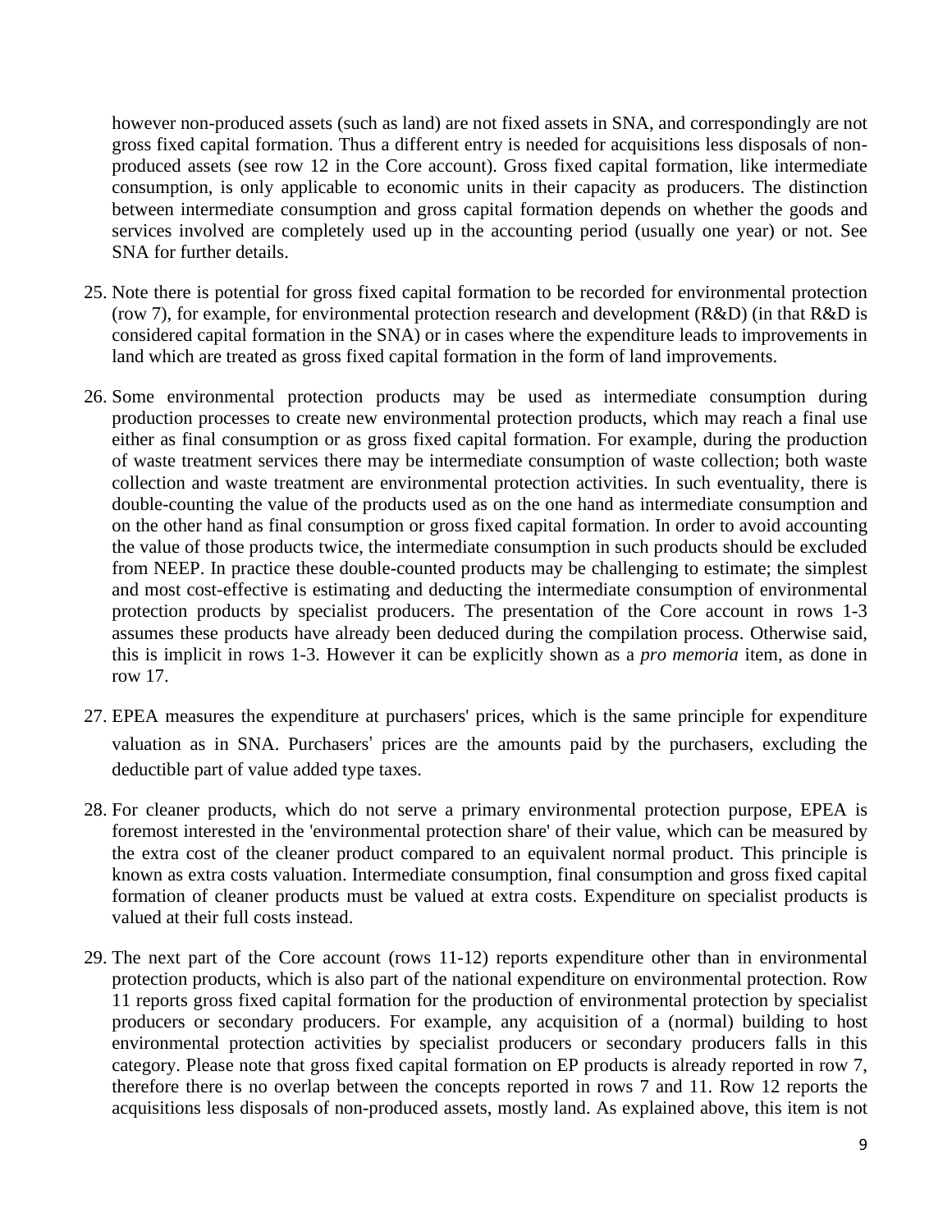however non-produced assets (such as land) are not fixed assets in SNA, and correspondingly are not gross fixed capital formation. Thus a different entry is needed for acquisitions less disposals of non-produced assets (see row 12 in the Core account). Gross fixed capital formation, like intermediate consumption, is only applicable to economic units in their capacity as producers. The distinction between intermediate consumption and gross capital formation depends on whether the goods and services involved are completely used up in the accounting period (usually one year) or not. See SNA for further details.

25. Note there is potential for gross fixed capital formation to be recorded for environmental protection (row 7), for example, for environmental protection research and development (R&D) (in that R&D is considered capital formation in the SNA) or in cases where the expenditure leads to improvements in land which are treated as gross fixed capital formation in the form of land improvements.

26. Some environmental protection products may be used as intermediate consumption during production processes to create new environmental protection products, which may reach a final use either as final consumption or as gross fixed capital formation. For example, during the production of waste treatment services there may be intermediate consumption of waste collection; both waste collection and waste treatment are environmental protection activities. In such eventuality, there is double-counting the value of the products used as on the one hand as intermediate consumption and on the other hand as final consumption or gross fixed capital formation. In order to avoid accounting the value of those products twice, the intermediate consumption in such products should be excluded from NEEP. In practice these double-counted products may be challenging to estimate; the simplest and most cost-effective is estimating and deducting the intermediate consumption of environmental protection products by specialist producers. The presentation of the Core account in rows 1-3 assumes these products have already been deduced during the compilation process. Otherwise said, this is implicit in rows 1-3. However it can be explicitly shown as a *pro memoria* item, as done in row 17.

27. EPEA measures the expenditure at purchasers' prices, which is the same principle for expenditure valuation as in SNA. Purchasers' prices are the amounts paid by the purchasers, excluding the deductible part of value added type taxes.

28. For cleaner products, which do not serve a primary environmental protection purpose, EPEA is foremost interested in the 'environmental protection share' of their value, which can be measured by the extra cost of the cleaner product compared to an equivalent normal product. This principle is known as extra costs valuation. Intermediate consumption, final consumption and gross fixed capital formation of cleaner products must be valued at extra costs. Expenditure on specialist products is valued at their full costs instead.

29. The next part of the Core account (rows 11-12) reports expenditure other than in environmental protection products, which is also part of the national expenditure on environmental protection. Row 11 reports gross fixed capital formation for the production of environmental protection by specialist producers or secondary producers. For example, any acquisition of a (normal) building to host environmental protection activities by specialist producers or secondary producers falls in this category. Please note that gross fixed capital formation on EP products is already reported in row 7, therefore there is no overlap between the concepts reported in rows 7 and 11. Row 12 reports the acquisitions less disposals of non-produced assets, mostly land. As explained above, this item is not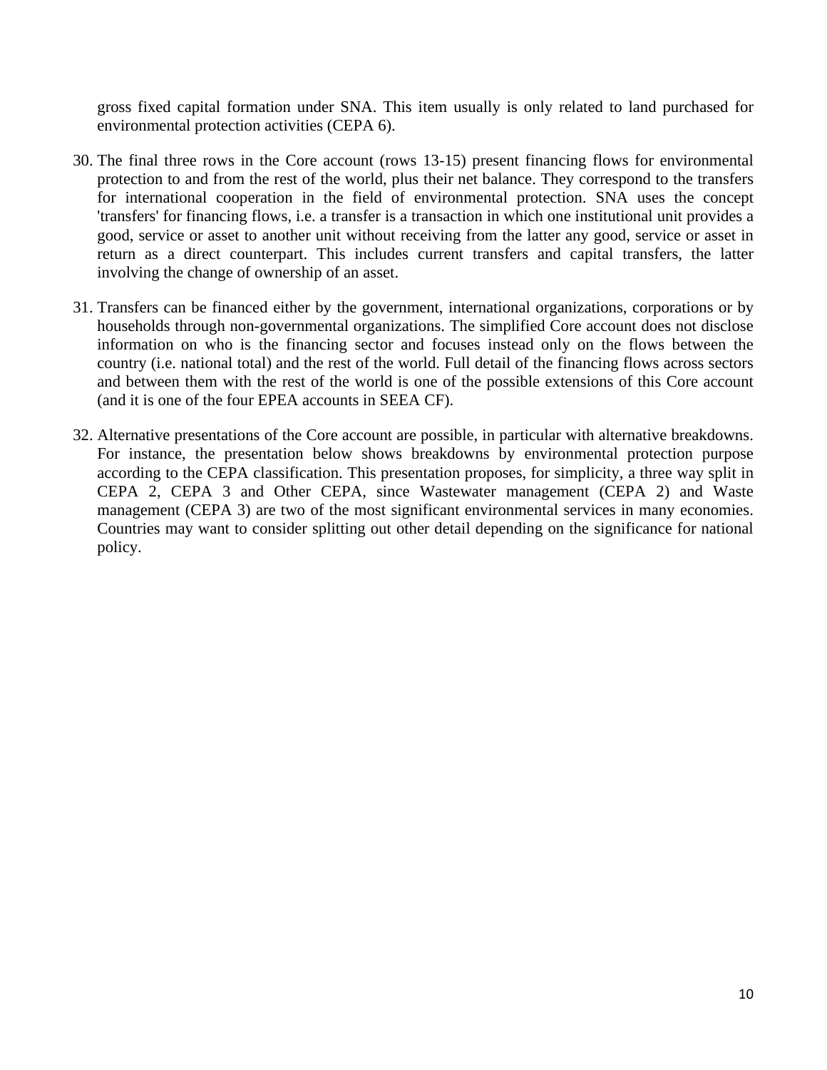gross fixed capital formation under SNA. This item usually is only related to land purchased for environmental protection activities (CEPA 6).

30. The final three rows in the Core account (rows 13-15) present financing flows for environmental protection to and from the rest of the world, plus their net balance. They correspond to the transfers for international cooperation in the field of environmental protection. SNA uses the concept 'transfers' for financing flows, i.e. a transfer is a transaction in which one institutional unit provides a good, service or asset to another unit without receiving from the latter any good, service or asset in return as a direct counterpart. This includes current transfers and capital transfers, the latter involving the change of ownership of an asset.

31. Transfers can be financed either by the government, international organizations, corporations or by households through non-governmental organizations. The simplified Core account does not disclose information on who is the financing sector and focuses instead only on the flows between the country (i.e. national total) and the rest of the world. Full detail of the financing flows across sectors and between them with the rest of the world is one of the possible extensions of this Core account (and it is one of the four EPEA accounts in SEEA CF).

32. Alternative presentations of the Core account are possible, in particular with alternative breakdowns. For instance, the presentation below shows breakdowns by environmental protection purpose according to the CEPA classification. This presentation proposes, for simplicity, a three way split in CEPA 2, CEPA 3 and Other CEPA, since Wastewater management (CEPA 2) and Waste management (CEPA 3) are two of the most significant environmental services in many economies. Countries may want to consider splitting out other detail depending on the significance for national policy.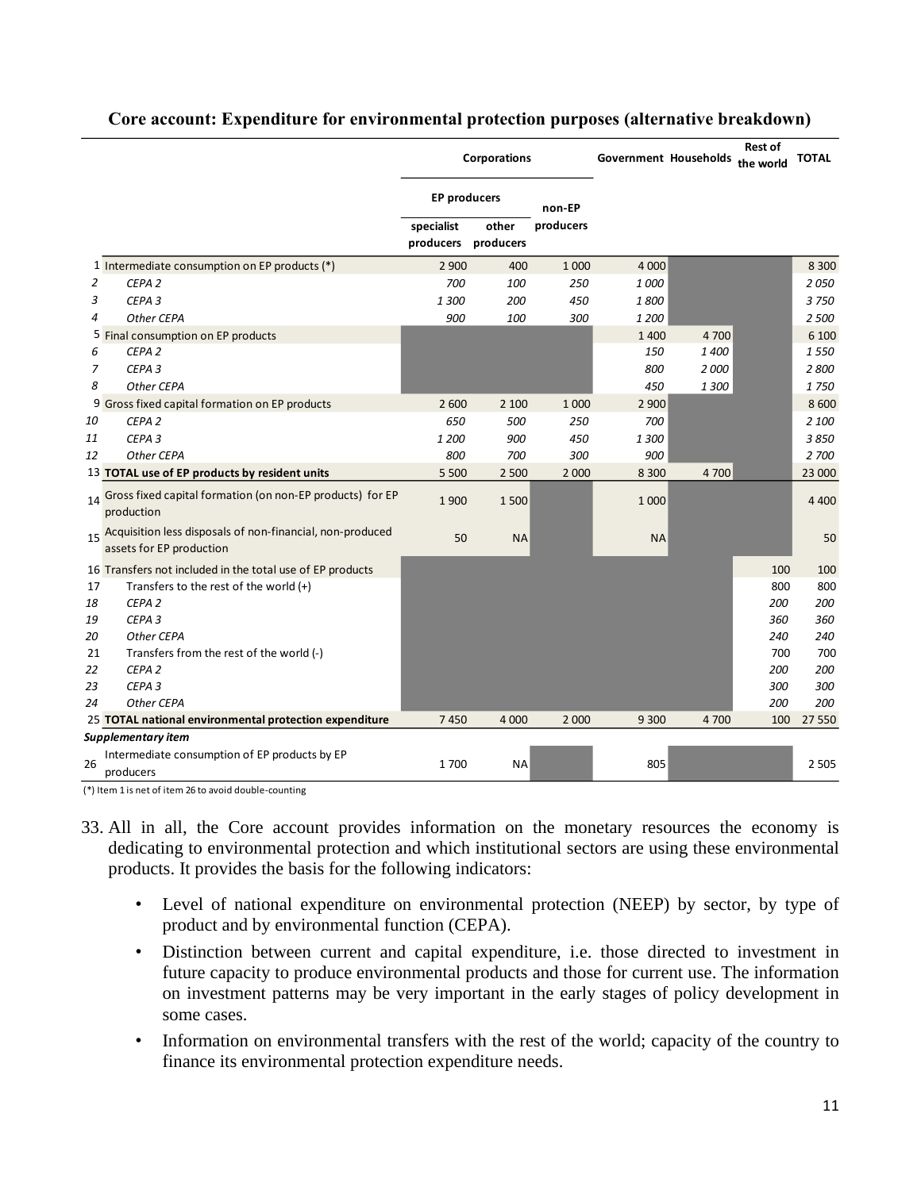**Core account: Expenditure for environmental protection purposes (alternative breakdown)**

| | | Corporations | | | Government | Households | Rest of the world | TOTAL |
|---|---|---|---|---|---|---|---|---|
| | | EP producers | | non-EP producers | | | | |
| | | specialist producers | other producers | | | | | |
| 1 | Intermediate consumption on EP products (*) | 2 900 | 400 | 1 000 | 4 000 | | | 8 300 |
| *2* | *CEPA 2* | *700* | *100* | *250* | *1 000* | | | *2 050* |
| *3* | *CEPA 3* | *1 300* | *200* | *450* | *1 800* | | | *3 750* |
| *4* | *Other CEPA* | *900* | *100* | *300* | *1 200* | | | *2 500* |
| 5 | Final consumption on EP products | | | | 1 400 | 4 700 | | 6 100 |
| *6* | *CEPA 2* | | | | *150* | *1 400* | | *1 550* |
| *7* | *CEPA 3* | | | | *800* | *2 000* | | *2 800* |
| *8* | *Other CEPA* | | | | *450* | *1 300* | | *1 750* |
| 9 | Gross fixed capital formation on EP products | 2 600 | 2 100 | 1 000 | 2 900 | | | 8 600 |
| *10* | *CEPA 2* | *650* | *500* | *250* | *700* | | | *2 100* |
| *11* | *CEPA 3* | *1 200* | *900* | *450* | *1 300* | | | *3 850* |
| *12* | *Other CEPA* | *800* | *700* | *300* | *900* | | | *2 700* |
| 13 | **TOTAL use of EP products by resident units** | 5 500 | 2 500 | 2 000 | 8 300 | 4 700 | | 23 000 |
| 14 | Gross fixed capital formation (on non-EP products) for EP production | 1 900 | 1 500 | | 1 000 | | | 4 400 |
| 15 | Acquisition less disposals of non-financial, non-produced assets for EP production | 50 | NA | | NA | | | 50 |
| 16 | Transfers not included in the total use of EP products | | | | | | 100 | 100 |
| 17 | Transfers to the rest of the world (+) | | | | | | 800 | 800 |
| *18* | *CEPA 2* | | | | | | *200* | *200* |
| *19* | *CEPA 3* | | | | | | *360* | *360* |
| *20* | *Other CEPA* | | | | | | *240* | *240* |
| 21 | Transfers from the rest of the world (-) | | | | | | 700 | 700 |
| *22* | *CEPA 2* | | | | | | *200* | *200* |
| *23* | *CEPA 3* | | | | | | *300* | *300* |
| *24* | *Other CEPA* | | | | | | *200* | *200* |
| 25 | **TOTAL national environmental protection expenditure** | 7 450 | 4 000 | 2 000 | 9 300 | 4 700 | 100 | 27 550 |
| | ***Supplementary item*** | | | | | | | |
| 26 | Intermediate consumption of EP products by EP producers | 1 700 | NA | | 805 | | | 2 505 |

(*) Item 1 is net of item 26 to avoid double-counting

33. All in all, the Core account provides information on the monetary resources the economy is dedicating to environmental protection and which institutional sectors are using these environmental products. It provides the basis for the following indicators:

    - Level of national expenditure on environmental protection (NEEP) by sector, by type of product and by environmental function (CEPA).
    - Distinction between current and capital expenditure, i.e. those directed to investment in future capacity to produce environmental products and those for current use. The information on investment patterns may be very important in the early stages of policy development in some cases.
    - Information on environmental transfers with the rest of the world; capacity of the country to finance its environmental protection expenditure needs.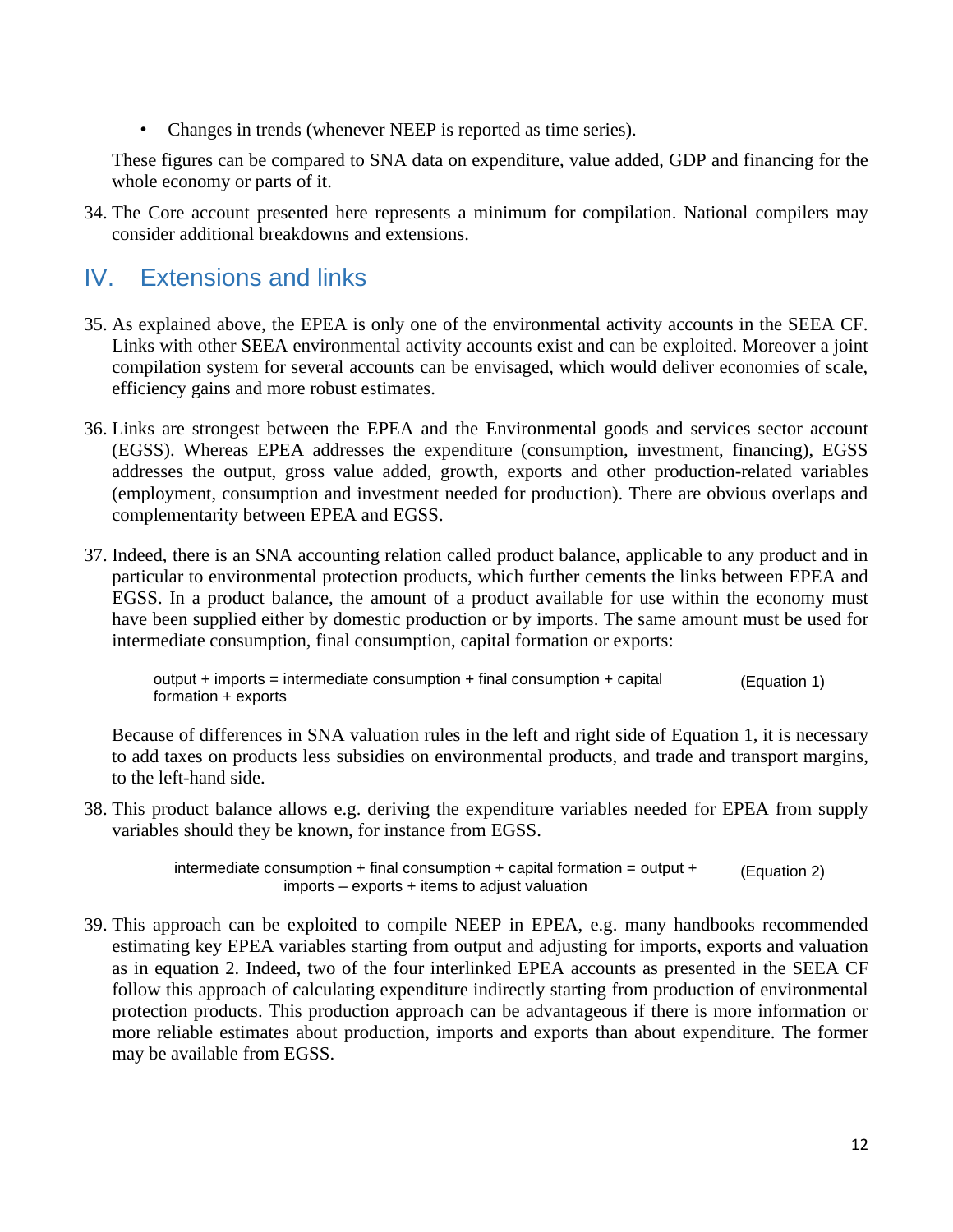- Changes in trends (whenever NEEP is reported as time series).

These figures can be compared to SNA data on expenditure, value added, GDP and financing for the whole economy or parts of it.

34. The Core account presented here represents a minimum for compilation. National compilers may consider additional breakdowns and extensions.

## IV. Extensions and links

35. As explained above, the EPEA is only one of the environmental activity accounts in the SEEA CF. Links with other SEEA environmental activity accounts exist and can be exploited. Moreover a joint compilation system for several accounts can be envisaged, which would deliver economies of scale, efficiency gains and more robust estimates.

36. Links are strongest between the EPEA and the Environmental goods and services sector account (EGSS). Whereas EPEA addresses the expenditure (consumption, investment, financing), EGSS addresses the output, gross value added, growth, exports and other production-related variables (employment, consumption and investment needed for production). There are obvious overlaps and complementarity between EPEA and EGSS.

37. Indeed, there is an SNA accounting relation called product balance, applicable to any product and in particular to environmental protection products, which further cements the links between EPEA and EGSS. In a product balance, the amount of a product available for use within the economy must have been supplied either by domestic production or by imports. The same amount must be used for intermediate consumption, final consumption, capital formation or exports:

$$\text{output} + \text{imports} = \text{intermediate consumption} + \text{final consumption} + \text{capital formation} + \text{exports} \qquad \text{(Equation 1)}$$

Because of differences in SNA valuation rules in the left and right side of Equation 1, it is necessary to add taxes on products less subsidies on environmental products, and trade and transport margins, to the left-hand side.

38. This product balance allows e.g. deriving the expenditure variables needed for EPEA from supply variables should they be known, for instance from EGSS.

$$\text{intermediate consumption} + \text{final consumption} + \text{capital formation} = \text{output} + \text{imports} - \text{exports} + \text{items to adjust valuation} \qquad \text{(Equation 2)}$$

39. This approach can be exploited to compile NEEP in EPEA, e.g. many handbooks recommended estimating key EPEA variables starting from output and adjusting for imports, exports and valuation as in equation 2. Indeed, two of the four interlinked EPEA accounts as presented in the SEEA CF follow this approach of calculating expenditure indirectly starting from production of environmental protection products. This production approach can be advantageous if there is more information or more reliable estimates about production, imports and exports than about expenditure. The former may be available from EGSS.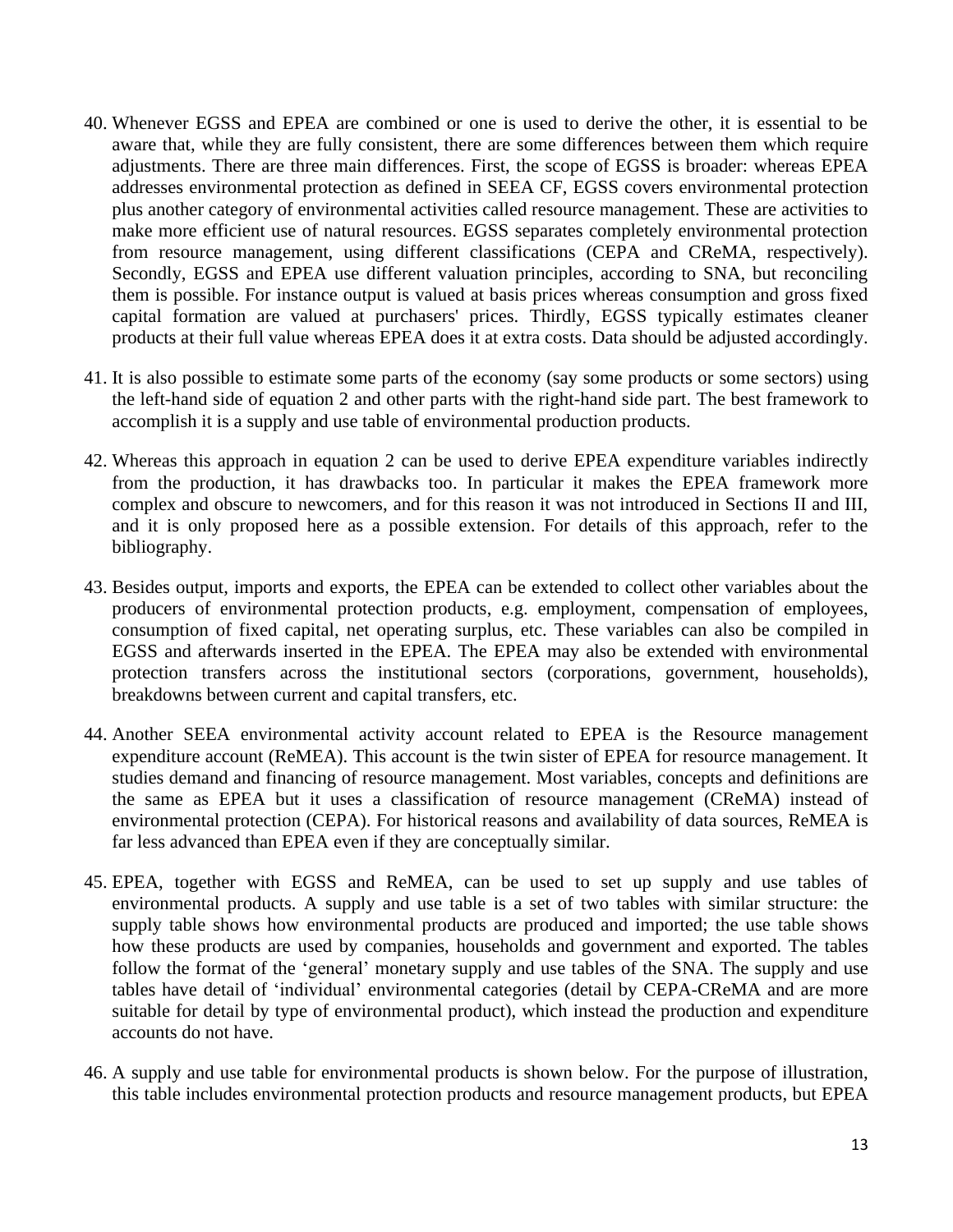40. Whenever EGSS and EPEA are combined or one is used to derive the other, it is essential to be aware that, while they are fully consistent, there are some differences between them which require adjustments. There are three main differences. First, the scope of EGSS is broader: whereas EPEA addresses environmental protection as defined in SEEA CF, EGSS covers environmental protection plus another category of environmental activities called resource management. These are activities to make more efficient use of natural resources. EGSS separates completely environmental protection from resource management, using different classifications (CEPA and CReMA, respectively). Secondly, EGSS and EPEA use different valuation principles, according to SNA, but reconciling them is possible. For instance output is valued at basis prices whereas consumption and gross fixed capital formation are valued at purchasers' prices. Thirdly, EGSS typically estimates cleaner products at their full value whereas EPEA does it at extra costs. Data should be adjusted accordingly.

41. It is also possible to estimate some parts of the economy (say some products or some sectors) using the left-hand side of equation 2 and other parts with the right-hand side part. The best framework to accomplish it is a supply and use table of environmental production products.

42. Whereas this approach in equation 2 can be used to derive EPEA expenditure variables indirectly from the production, it has drawbacks too. In particular it makes the EPEA framework more complex and obscure to newcomers, and for this reason it was not introduced in Sections II and III, and it is only proposed here as a possible extension. For details of this approach, refer to the bibliography.

43. Besides output, imports and exports, the EPEA can be extended to collect other variables about the producers of environmental protection products, e.g. employment, compensation of employees, consumption of fixed capital, net operating surplus, etc. These variables can also be compiled in EGSS and afterwards inserted in the EPEA. The EPEA may also be extended with environmental protection transfers across the institutional sectors (corporations, government, households), breakdowns between current and capital transfers, etc.

44. Another SEEA environmental activity account related to EPEA is the Resource management expenditure account (ReMEA). This account is the twin sister of EPEA for resource management. It studies demand and financing of resource management. Most variables, concepts and definitions are the same as EPEA but it uses a classification of resource management (CReMA) instead of environmental protection (CEPA). For historical reasons and availability of data sources, ReMEA is far less advanced than EPEA even if they are conceptually similar.

45. EPEA, together with EGSS and ReMEA, can be used to set up supply and use tables of environmental products. A supply and use table is a set of two tables with similar structure: the supply table shows how environmental products are produced and imported; the use table shows how these products are used by companies, households and government and exported. The tables follow the format of the 'general' monetary supply and use tables of the SNA. The supply and use tables have detail of 'individual' environmental categories (detail by CEPA-CReMA and are more suitable for detail by type of environmental product), which instead the production and expenditure accounts do not have.

46. A supply and use table for environmental products is shown below. For the purpose of illustration, this table includes environmental protection products and resource management products, but EPEA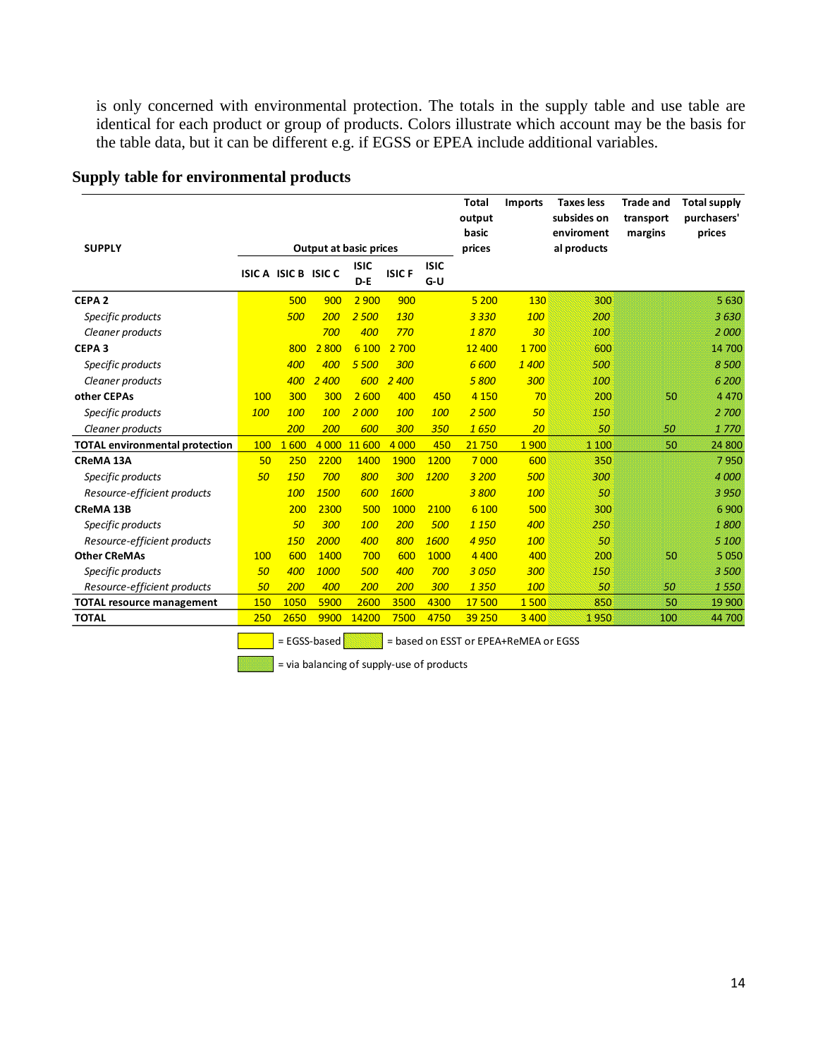is only concerned with environmental protection. The totals in the supply table and use table are identical for each product or group of products. Colors illustrate which account may be the basis for the table data, but it can be different e.g. if EGSS or EPEA include additional variables.

## Supply table for environmental products

| SUPPLY | Output at basic prices | | | | | | Total output basic prices | Imports | Taxes less subsides on enviroment al products | Trade and transport margins | Total supply purchasers' prices |
|---|---|---|---|---|---|---|---|---|---|---|---|
| | ISIC A | ISIC B | ISIC C | ISIC D-E | ISIC F | ISIC G-U | | | | | |
| **CEPA 2** | | 500 | 900 | 2 900 | 900 | | 5 200 | 130 | 300 | | 5 630 |
| *Specific products* | | *500* | *200* | *2 500* | *130* | | *3 330* | *100* | *200* | | *3 630* |
| *Cleaner products* | | | *700* | *400* | *770* | | *1 870* | *30* | *100* | | *2 000* |
| **CEPA 3** | | 800 | 2 800 | 6 100 | 2 700 | | 12 400 | 1 700 | 600 | | 14 700 |
| *Specific products* | | *400* | *400* | *5 500* | *300* | | *6 600* | *1 400* | *500* | | *8 500* |
| *Cleaner products* | | *400* | *2 400* | *600* | *2 400* | | *5 800* | *300* | *100* | | *6 200* |
| **other CEPAs** | 100 | 300 | 300 | 2 600 | 400 | 450 | 4 150 | 70 | 200 | 50 | 4 470 |
| *Specific products* | *100* | *100* | *100* | *2 000* | *100* | *100* | *2 500* | *50* | *150* | | *2 700* |
| *Cleaner products* | | *200* | *200* | *600* | *300* | *350* | *1 650* | *20* | *50* | *50* | *1 770* |
| **TOTAL environmental protection** | 100 | 1 600 | 4 000 | 11 600 | 4 000 | 450 | 21 750 | 1 900 | 1 100 | 50 | 24 800 |
| **CReMA 13A** | 50 | 250 | 2200 | 1400 | 1900 | 1200 | 7 000 | 600 | 350 | | 7 950 |
| *Specific products* | *50* | *150* | *700* | *800* | *300* | *1200* | *3 200* | *500* | *300* | | *4 000* |
| *Resource-efficient products* | | *100* | *1500* | *600* | *1600* | | *3 800* | *100* | *50* | | *3 950* |
| **CReMA 13B** | | 200 | 2300 | 500 | 1000 | 2100 | 6 100 | 500 | 300 | | 6 900 |
| *Specific products* | | *50* | *300* | *100* | *200* | *500* | *1 150* | *400* | *250* | | *1 800* |
| *Resource-efficient products* | | *150* | *2000* | *400* | *800* | *1600* | *4 950* | *100* | *50* | | *5 100* |
| **Other CReMAs** | 100 | 600 | 1400 | 700 | 600 | 1000 | 4 400 | 400 | 200 | 50 | 5 050 |
| *Specific products* | *50* | *400* | *1000* | *500* | *400* | *700* | *3 050* | *300* | *150* | | *3 500* |
| *Resource-efficient products* | *50* | *200* | *400* | *200* | *200* | *300* | *1 350* | *100* | *50* | *50* | *1 550* |
| **TOTAL resource management** | 150 | 1050 | 5900 | 2600 | 3500 | 4300 | 17 500 | 1 500 | 850 | 50 | 19 900 |
| **TOTAL** | 250 | 2650 | 9900 | 14200 | 7500 | 4750 | 39 250 | 3 400 | 1 950 | 100 | 44 700 |

= EGSS-based; = based on ESST or EPEA+ReMEA or EGSS

= via balancing of supply-use of products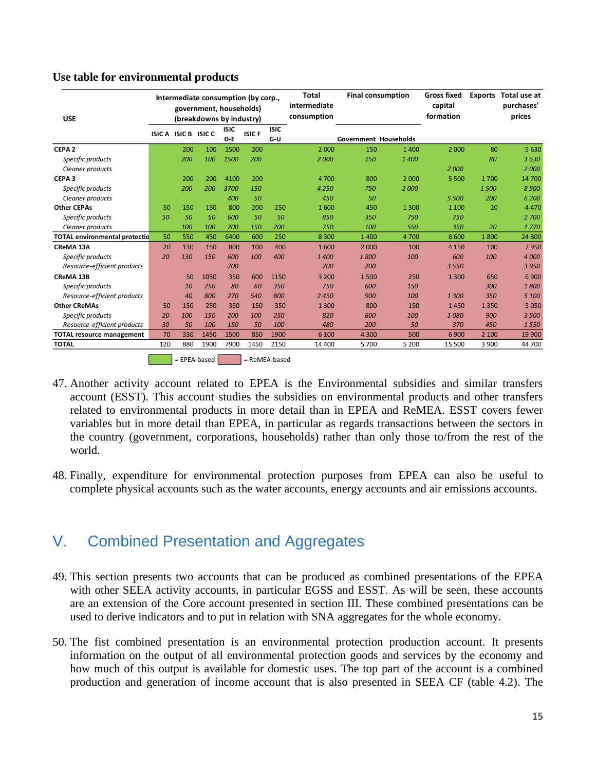**Use table for environmental products**

| USE | Intermediate consumption (by corp., government, households) (breakdowns by industry) | | | | | | Total intermediate consumption | Final consumption | | Gross fixed capital formation | Exports | Total use at purchasers' prices |
|---|---|---|---|---|---|---|---|---|---|---|---|---|
| | ISIC A | ISIC B | ISIC C | ISIC D-E | ISIC F | ISIC G-U | | Government | Households | | | |
| **CEPA 2** | | 200 | 100 | 1500 | 200 | | 2 000 | 150 | 1 400 | 2 000 | 80 | 5 630 |
| *Specific products* | | *200* | *100* | *1500* | *200* | | *2 000* | *150* | *1 400* | | *80* | *3 630* |
| *Cleaner products* | | | | | | | | | | *2 000* | | *2 000* |
| **CEPA 3** | | 200 | 200 | 4100 | 200 | | 4 700 | 800 | 2 000 | 5 500 | 1 700 | 14 700 |
| *Specific products* | | *200* | *200* | *3700* | *150* | | *4 250* | *750* | *2 000* | | *1 500* | *8 500* |
| *Cleaner products* | | | | *400* | *50* | | *450* | *50* | | *5 500* | *200* | *6 200* |
| **Other CEPAs** | 50 | 150 | 150 | 800 | 200 | 250 | 1 600 | 450 | 1 300 | 1 100 | 20 | 4 470 |
| *Specific products* | *50* | *50* | *50* | *600* | *50* | *50* | *850* | *350* | *750* | *750* | | *2 700* |
| *Cleaner products* | | *100* | *100* | *200* | *150* | *200* | *750* | *100* | *550* | *350* | *20* | *1 770* |
| **TOTAL environmental protection** | 50 | 550 | 450 | 6400 | 600 | 250 | 8 300 | 1 400 | 4 700 | 8 600 | 1 800 | 24 800 |
| **CReMA 13A** | 20 | 130 | 150 | 800 | 100 | 400 | 1 600 | 2 000 | 100 | 4 150 | 100 | 7 950 |
| *Specific products* | *20* | *130* | *150* | *600* | *100* | *400* | *1 400* | *1 800* | *100* | *600* | *100* | *4 000* |
| *Resource-efficient products* | | | | *200* | | | *200* | *200* | | *3 550* | | *3 950* |
| **CReMA 13B** | | 50 | 1050 | 350 | 600 | 1150 | 3 200 | 1 500 | 250 | 1 300 | 650 | 6 900 |
| *Specific products* | | *10* | *250* | *80* | *60* | *350* | *750* | *600* | *150* | | *300* | *1 800* |
| *Resource-efficient products* | | *40* | *800* | *270* | *540* | *800* | *2 450* | *900* | *100* | *1 300* | *350* | *5 100* |
| **Other CReMAs** | 50 | 150 | 250 | 350 | 150 | 350 | 1 300 | 800 | 150 | 1 450 | 1 350 | 5 050 |
| *Specific products* | *20* | *100* | *150* | *200* | *100* | *250* | *820* | *600* | *100* | *1 080* | *900* | *3 500* |
| *Resource-efficient products* | *30* | *50* | *100* | *150* | *50* | *100* | *480* | *200* | *50* | *370* | *450* | *1 550* |
| **TOTAL resource management** | 70 | 330 | 1450 | 1500 | 850 | 1900 | 6 100 | 4 300 | 500 | 6 900 | 2 100 | 19 900 |
| **TOTAL** | 120 | 880 | 1900 | 7900 | 1450 | 2150 | 14 400 | 5 700 | 5 200 | 15 500 | 3 900 | 44 700 |

Legend: green = EPEA-based; red = ReMEA-based

47. Another activity account related to EPEA is the Environmental subsidies and similar transfers account (ESST). This account studies the subsidies on environmental products and other transfers related to environmental products in more detail than in EPEA and ReMEA. ESST covers fewer variables but in more detail than EPEA, in particular as regards transactions between the sectors in the country (government, corporations, households) rather than only those to/from the rest of the world.

48. Finally, expenditure for environmental protection purposes from EPEA can also be useful to complete physical accounts such as the water accounts, energy accounts and air emissions accounts.

## V. Combined Presentation and Aggregates

49. This section presents two accounts that can be produced as combined presentations of the EPEA with other SEEA activity accounts, in particular EGSS and ESST. As will be seen, these accounts are an extension of the Core account presented in section III. These combined presentations can be used to derive indicators and to put in relation with SNA aggregates for the whole economy.

50. The fist combined presentation is an environmental protection production account. It presents information on the output of all environmental protection goods and services by the economy and how much of this output is available for domestic uses. The top part of the account is a combined production and generation of income account that is also presented in SEEA CF (table 4.2). The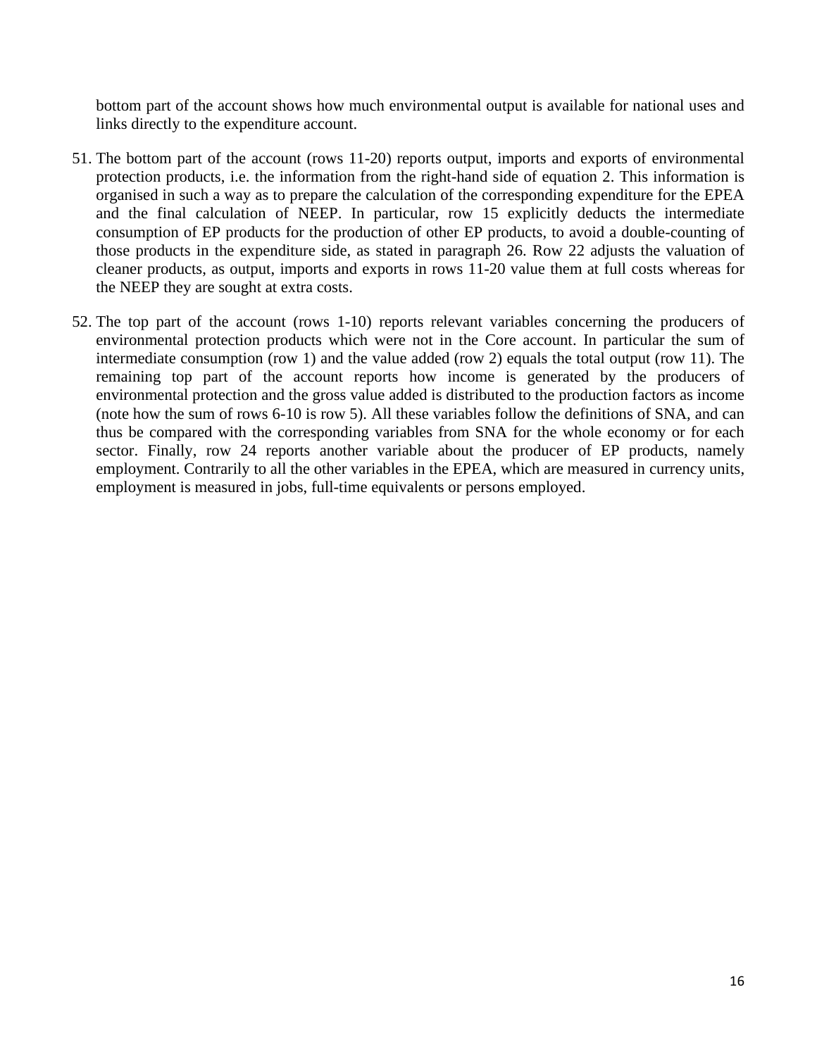bottom part of the account shows how much environmental output is available for national uses and links directly to the expenditure account.

51. The bottom part of the account (rows 11-20) reports output, imports and exports of environmental protection products, i.e. the information from the right-hand side of equation 2. This information is organised in such a way as to prepare the calculation of the corresponding expenditure for the EPEA and the final calculation of NEEP. In particular, row 15 explicitly deducts the intermediate consumption of EP products for the production of other EP products, to avoid a double-counting of those products in the expenditure side, as stated in paragraph 26. Row 22 adjusts the valuation of cleaner products, as output, imports and exports in rows 11-20 value them at full costs whereas for the NEEP they are sought at extra costs.

52. The top part of the account (rows 1-10) reports relevant variables concerning the producers of environmental protection products which were not in the Core account. In particular the sum of intermediate consumption (row 1) and the value added (row 2) equals the total output (row 11). The remaining top part of the account reports how income is generated by the producers of environmental protection and the gross value added is distributed to the production factors as income (note how the sum of rows 6-10 is row 5). All these variables follow the definitions of SNA, and can thus be compared with the corresponding variables from SNA for the whole economy or for each sector. Finally, row 24 reports another variable about the producer of EP products, namely employment. Contrarily to all the other variables in the EPEA, which are measured in currency units, employment is measured in jobs, full-time equivalents or persons employed.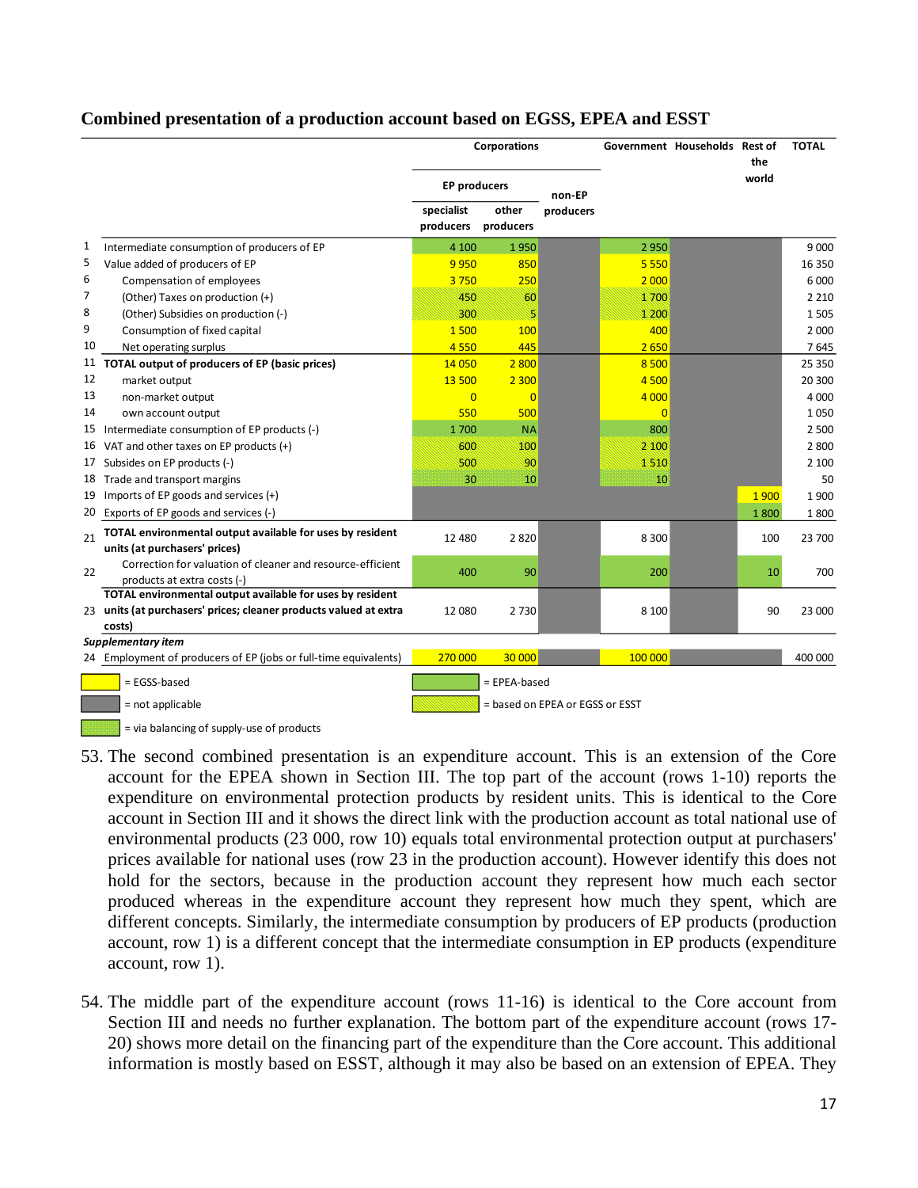**Combined presentation of a production account based on EGSS, EPEA and ESST**

| | | Corporations | | | Government | Households | Rest of the world | TOTAL |
|---|---|---|---|---|---|---|---|---|
| | | EP producers | | non-EP producers | | | | |
| | | specialist producers | other producers | | | | | |
| 1 | Intermediate consumption of producers of EP | 4 100 | 1 950 | | 2 950 | | | 9 000 |
| 5 | Value added of producers of EP | 9 950 | 850 | | 5 550 | | | 16 350 |
| 6 | Compensation of employees | 3 750 | 250 | | 2 000 | | | 6 000 |
| 7 | (Other) Taxes on production (+) | 450 | 60 | | 1 700 | | | 2 210 |
| 8 | (Other) Subsidies on production (-) | 300 | 5 | | 1 200 | | | 1 505 |
| 9 | Consumption of fixed capital | 1 500 | 100 | | 400 | | | 2 000 |
| 10 | Net operating surplus | 4 550 | 445 | | 2 650 | | | 7 645 |
| 11 | **TOTAL output of producers of EP (basic prices)** | 14 050 | 2 800 | | 8 500 | | | 25 350 |
| 12 | market output | 13 500 | 2 300 | | 4 500 | | | 20 300 |
| 13 | non-market output | 0 | 0 | | 4 000 | | | 4 000 |
| 14 | own account output | 550 | 500 | | 0 | | | 1 050 |
| 15 | Intermediate consumption of EP products (-) | 1 700 | NA | | 800 | | | 2 500 |
| 16 | VAT and other taxes on EP products (+) | 600 | 100 | | 2 100 | | | 2 800 |
| 17 | Subsides on EP products (-) | 500 | 90 | | 1 510 | | | 2 100 |
| 18 | Trade and transport margins | 30 | 10 | | 10 | | | 50 |
| 19 | Imports of EP goods and services (+) | | | | | | 1 900 | 1 900 |
| 20 | Exports of EP goods and services (-) | | | | | | 1 800 | 1 800 |
| 21 | **TOTAL environmental output available for uses by resident units (at purchasers' prices)** | 12 480 | 2 820 | | 8 300 | | 100 | 23 700 |
| 22 | Correction for valuation of cleaner and resource-efficient products at extra costs (-) | 400 | 90 | | 200 | | 10 | 700 |
| 23 | **TOTAL environmental output available for uses by resident units (at purchasers' prices; cleaner products valued at extra costs)** | 12 080 | 2 730 | | 8 100 | | 90 | 23 000 |
| | ***Supplementary item*** | | | | | | | |
| 24 | Employment of producers of EP (jobs or full-time equivalents) | 270 000 | 30 000 | | 100 000 | | | 400 000 |

Legend: yellow = EGSS-based; green = EPEA-based; grey = not applicable; hatched yellow/green = based on EPEA or EGSS or ESST; hatched green = via balancing of supply-use of products

53. The second combined presentation is an expenditure account. This is an extension of the Core account for the EPEA shown in Section III. The top part of the account (rows 1-10) reports the expenditure on environmental protection products by resident units. This is identical to the Core account in Section III and it shows the direct link with the production account as total national use of environmental products (23 000, row 10) equals total environmental protection output at purchasers' prices available for national uses (row 23 in the production account). However identify this does not hold for the sectors, because in the production account they represent how much each sector produced whereas in the expenditure account they represent how much they spent, which are different concepts. Similarly, the intermediate consumption by producers of EP products (production account, row 1) is a different concept that the intermediate consumption in EP products (expenditure account, row 1).

54. The middle part of the expenditure account (rows 11-16) is identical to the Core account from Section III and needs no further explanation. The bottom part of the expenditure account (rows 17-20) shows more detail on the financing part of the expenditure than the Core account. This additional information is mostly based on ESST, although it may also be based on an extension of EPEA. They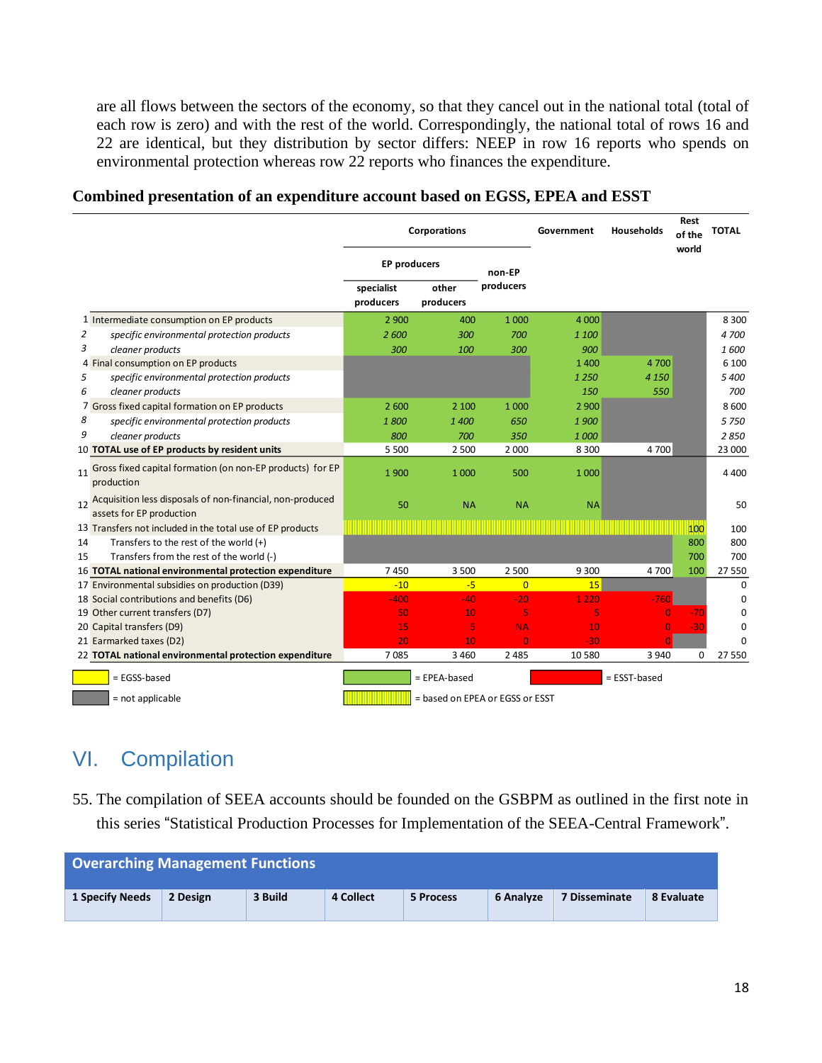are all flows between the sectors of the economy, so that they cancel out in the national total (total of each row is zero) and with the rest of the world. Correspondingly, the national total of rows 16 and 22 are identical, but they distribution by sector differs: NEEP in row 16 reports who spends on environmental protection whereas row 22 reports who finances the expenditure.

**Combined presentation of an expenditure account based on EGSS, EPEA and ESST**

| | | Corporations | | | Government | Households | Rest of the world | TOTAL |
|---|---|---|---|---|---|---|---|---|
| | | EP producers | | non-EP producers | | | | |
| | | specialist producers | other producers | | | | | |
| 1 | Intermediate consumption on EP products | 2 900 | 400 | 1 000 | 4 000 | | | 8 300 |
| 2 | *specific environmental protection products* | *2 600* | *300* | *700* | *1 100* | | | *4 700* |
| 3 | *cleaner products* | *300* | *100* | *300* | *900* | | | *1 600* |
| 4 | Final consumption on EP products | | | | 1 400 | 4 700 | | 6 100 |
| 5 | *specific environmental protection products* | | | | *1 250* | *4 150* | | *5 400* |
| 6 | *cleaner products* | | | | *150* | *550* | | *700* |
| 7 | Gross fixed capital formation on EP products | 2 600 | 2 100 | 1 000 | 2 900 | | | 8 600 |
| 8 | *specific environmental protection products* | *1 800* | *1 400* | *650* | *1 900* | | | *5 750* |
| 9 | *cleaner products* | *800* | *700* | *350* | *1 000* | | | *2 850* |
| 10 | **TOTAL use of EP products by resident units** | 5 500 | 2 500 | 2 000 | 8 300 | 4 700 | | 23 000 |
| 11 | Gross fixed capital formation (on non-EP products) for EP production | 1 900 | 1 000 | 500 | 1 000 | | | 4 400 |
| 12 | Acquisition less disposals of non-financial, non-produced assets for EP production | 50 | NA | NA | NA | | | 50 |
| 13 | Transfers not included in the total use of EP products | | | | | | 100 | 100 |
| 14 | Transfers to the rest of the world (+) | | | | | | 800 | 800 |
| 15 | Transfers from the rest of the world (-) | | | | | | 700 | 700 |
| 16 | **TOTAL national environmental protection expenditure** | 7 450 | 3 500 | 2 500 | 9 300 | 4 700 | 100 | 27 550 |
| 17 | Environmental subsidies on production (D39) | -10 | -5 | 0 | 15 | | | 0 |
| 18 | Social contributions and benefits (D6) | -400 | -40 | -20 | 1 220 | -760 | | 0 |
| 19 | Other current transfers (D7) | 50 | 10 | 5 | 5 | 0 | -70 | 0 |
| 20 | Capital transfers (D9) | 15 | 5 | NA | 10 | 0 | -30 | 0 |
| 21 | Earmarked taxes (D2) | 20 | 10 | 0 | -30 | 0 | | 0 |
| 22 | **TOTAL national environmental protection expenditure** | 7 085 | 3 460 | 2 485 | 10 580 | 3 940 | 0 | 27 550 |

Legend: = EGSS-based; = EPEA-based; = ESST-based; = not applicable; = based on EPEA or EGSS or ESST

# VI. Compilation

55. The compilation of SEEA accounts should be founded on the GSBPM as outlined in the first note in this series “Statistical Production Processes for Implementation of the SEEA-Central Framework”.

| Overarching Management Functions | | | | | | | |
|---|---|---|---|---|---|---|---|
| **1 Specify Needs** | **2 Design** | **3 Build** | **4 Collect** | **5 Process** | **6 Analyze** | **7 Disseminate** | **8 Evaluate** |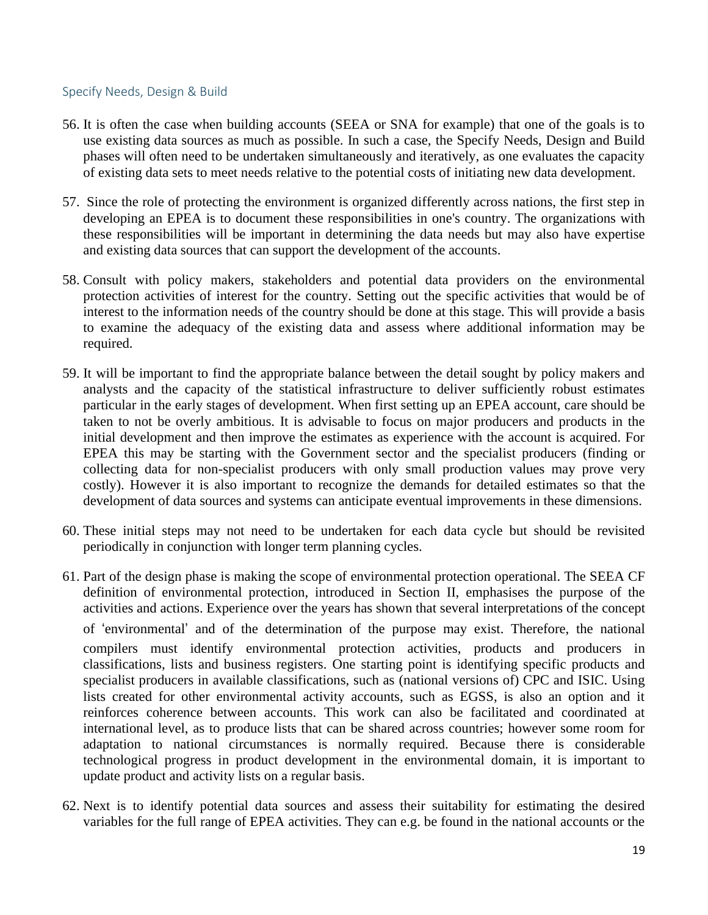## Specify Needs, Design & Build

56. It is often the case when building accounts (SEEA or SNA for example) that one of the goals is to use existing data sources as much as possible. In such a case, the Specify Needs, Design and Build phases will often need to be undertaken simultaneously and iteratively, as one evaluates the capacity of existing data sets to meet needs relative to the potential costs of initiating new data development.

57. Since the role of protecting the environment is organized differently across nations, the first step in developing an EPEA is to document these responsibilities in one's country. The organizations with these responsibilities will be important in determining the data needs but may also have expertise and existing data sources that can support the development of the accounts.

58. Consult with policy makers, stakeholders and potential data providers on the environmental protection activities of interest for the country. Setting out the specific activities that would be of interest to the information needs of the country should be done at this stage. This will provide a basis to examine the adequacy of the existing data and assess where additional information may be required.

59. It will be important to find the appropriate balance between the detail sought by policy makers and analysts and the capacity of the statistical infrastructure to deliver sufficiently robust estimates particular in the early stages of development. When first setting up an EPEA account, care should be taken to not be overly ambitious. It is advisable to focus on major producers and products in the initial development and then improve the estimates as experience with the account is acquired. For EPEA this may be starting with the Government sector and the specialist producers (finding or collecting data for non-specialist producers with only small production values may prove very costly). However it is also important to recognize the demands for detailed estimates so that the development of data sources and systems can anticipate eventual improvements in these dimensions.

60. These initial steps may not need to be undertaken for each data cycle but should be revisited periodically in conjunction with longer term planning cycles.

61. Part of the design phase is making the scope of environmental protection operational. The SEEA CF definition of environmental protection, introduced in Section II, emphasises the purpose of the activities and actions. Experience over the years has shown that several interpretations of the concept of 'environmental' and of the determination of the purpose may exist. Therefore, the national compilers must identify environmental protection activities, products and producers in classifications, lists and business registers. One starting point is identifying specific products and specialist producers in available classifications, such as (national versions of) CPC and ISIC. Using lists created for other environmental activity accounts, such as EGSS, is also an option and it reinforces coherence between accounts. This work can also be facilitated and coordinated at international level, as to produce lists that can be shared across countries; however some room for adaptation to national circumstances is normally required. Because there is considerable technological progress in product development in the environmental domain, it is important to update product and activity lists on a regular basis.

62. Next is to identify potential data sources and assess their suitability for estimating the desired variables for the full range of EPEA activities. They can e.g. be found in the national accounts or the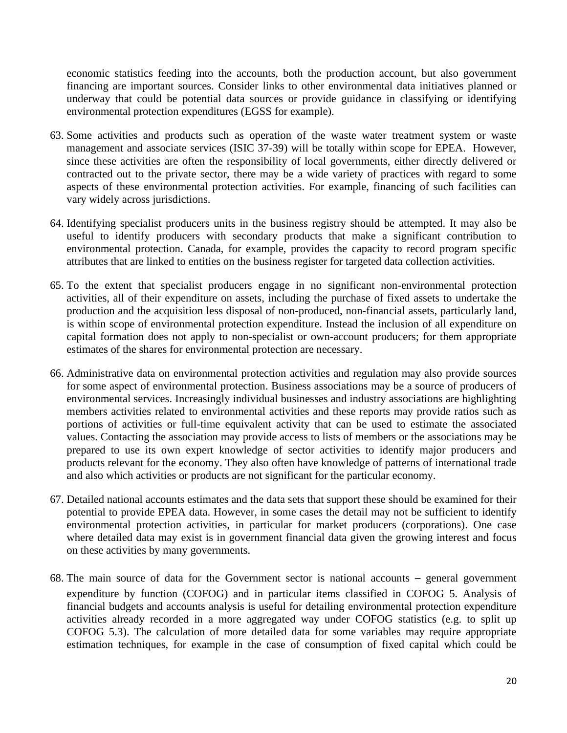economic statistics feeding into the accounts, both the production account, but also government financing are important sources. Consider links to other environmental data initiatives planned or underway that could be potential data sources or provide guidance in classifying or identifying environmental protection expenditures (EGSS for example).

63. Some activities and products such as operation of the waste water treatment system or waste management and associate services (ISIC 37-39) will be totally within scope for EPEA. However, since these activities are often the responsibility of local governments, either directly delivered or contracted out to the private sector, there may be a wide variety of practices with regard to some aspects of these environmental protection activities. For example, financing of such facilities can vary widely across jurisdictions.

64. Identifying specialist producers units in the business registry should be attempted. It may also be useful to identify producers with secondary products that make a significant contribution to environmental protection. Canada, for example, provides the capacity to record program specific attributes that are linked to entities on the business register for targeted data collection activities.

65. To the extent that specialist producers engage in no significant non-environmental protection activities, all of their expenditure on assets, including the purchase of fixed assets to undertake the production and the acquisition less disposal of non-produced, non-financial assets, particularly land, is within scope of environmental protection expenditure. Instead the inclusion of all expenditure on capital formation does not apply to non-specialist or own-account producers; for them appropriate estimates of the shares for environmental protection are necessary.

66. Administrative data on environmental protection activities and regulation may also provide sources for some aspect of environmental protection. Business associations may be a source of producers of environmental services. Increasingly individual businesses and industry associations are highlighting members activities related to environmental activities and these reports may provide ratios such as portions of activities or full-time equivalent activity that can be used to estimate the associated values. Contacting the association may provide access to lists of members or the associations may be prepared to use its own expert knowledge of sector activities to identify major producers and products relevant for the economy. They also often have knowledge of patterns of international trade and also which activities or products are not significant for the particular economy.

67. Detailed national accounts estimates and the data sets that support these should be examined for their potential to provide EPEA data. However, in some cases the detail may not be sufficient to identify environmental protection activities, in particular for market producers (corporations). One case where detailed data may exist is in government financial data given the growing interest and focus on these activities by many governments.

68. The main source of data for the Government sector is national accounts – general government expenditure by function (COFOG) and in particular items classified in COFOG 5. Analysis of financial budgets and accounts analysis is useful for detailing environmental protection expenditure activities already recorded in a more aggregated way under COFOG statistics (e.g. to split up COFOG 5.3). The calculation of more detailed data for some variables may require appropriate estimation techniques, for example in the case of consumption of fixed capital which could be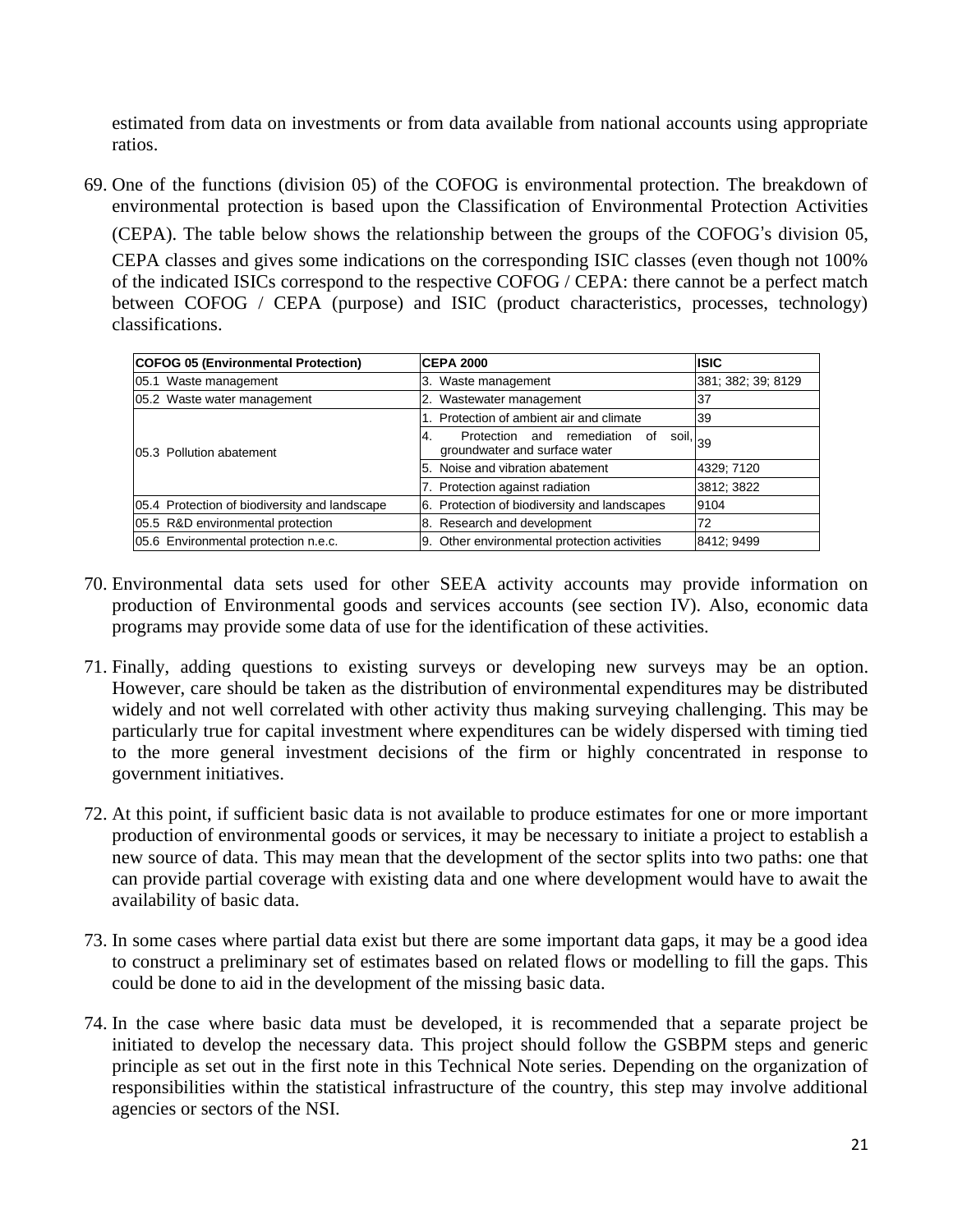estimated from data on investments or from data available from national accounts using appropriate ratios.

69. One of the functions (division 05) of the COFOG is environmental protection. The breakdown of environmental protection is based upon the Classification of Environmental Protection Activities (CEPA). The table below shows the relationship between the groups of the COFOG's division 05, CEPA classes and gives some indications on the corresponding ISIC classes (even though not 100% of the indicated ISICs correspond to the respective COFOG / CEPA: there cannot be a perfect match between COFOG / CEPA (purpose) and ISIC (product characteristics, processes, technology) classifications.

| COFOG 05 (Environmental Protection) | CEPA 2000 | ISIC |
|---|---|---|
| 05.1 Waste management | 3. Waste management | 381; 382; 39; 8129 |
| 05.2 Waste water management | 2. Wastewater management | 37 |
| 05.3 Pollution abatement | 1. Protection of ambient air and climate | 39 |
| | 4. Protection and remediation of soil, groundwater and surface water | 39 |
| | 5. Noise and vibration abatement | 4329; 7120 |
| | 7. Protection against radiation | 3812; 3822 |
| 05.4 Protection of biodiversity and landscape | 6. Protection of biodiversity and landscapes | 9104 |
| 05.5 R&D environmental protection | 8. Research and development | 72 |
| 05.6 Environmental protection n.e.c. | 9. Other environmental protection activities | 8412; 9499 |

70. Environmental data sets used for other SEEA activity accounts may provide information on production of Environmental goods and services accounts (see section IV). Also, economic data programs may provide some data of use for the identification of these activities.

71. Finally, adding questions to existing surveys or developing new surveys may be an option. However, care should be taken as the distribution of environmental expenditures may be distributed widely and not well correlated with other activity thus making surveying challenging. This may be particularly true for capital investment where expenditures can be widely dispersed with timing tied to the more general investment decisions of the firm or highly concentrated in response to government initiatives.

72. At this point, if sufficient basic data is not available to produce estimates for one or more important production of environmental goods or services, it may be necessary to initiate a project to establish a new source of data. This may mean that the development of the sector splits into two paths: one that can provide partial coverage with existing data and one where development would have to await the availability of basic data.

73. In some cases where partial data exist but there are some important data gaps, it may be a good idea to construct a preliminary set of estimates based on related flows or modelling to fill the gaps. This could be done to aid in the development of the missing basic data.

74. In the case where basic data must be developed, it is recommended that a separate project be initiated to develop the necessary data. This project should follow the GSBPM steps and generic principle as set out in the first note in this Technical Note series. Depending on the organization of responsibilities within the statistical infrastructure of the country, this step may involve additional agencies or sectors of the NSI.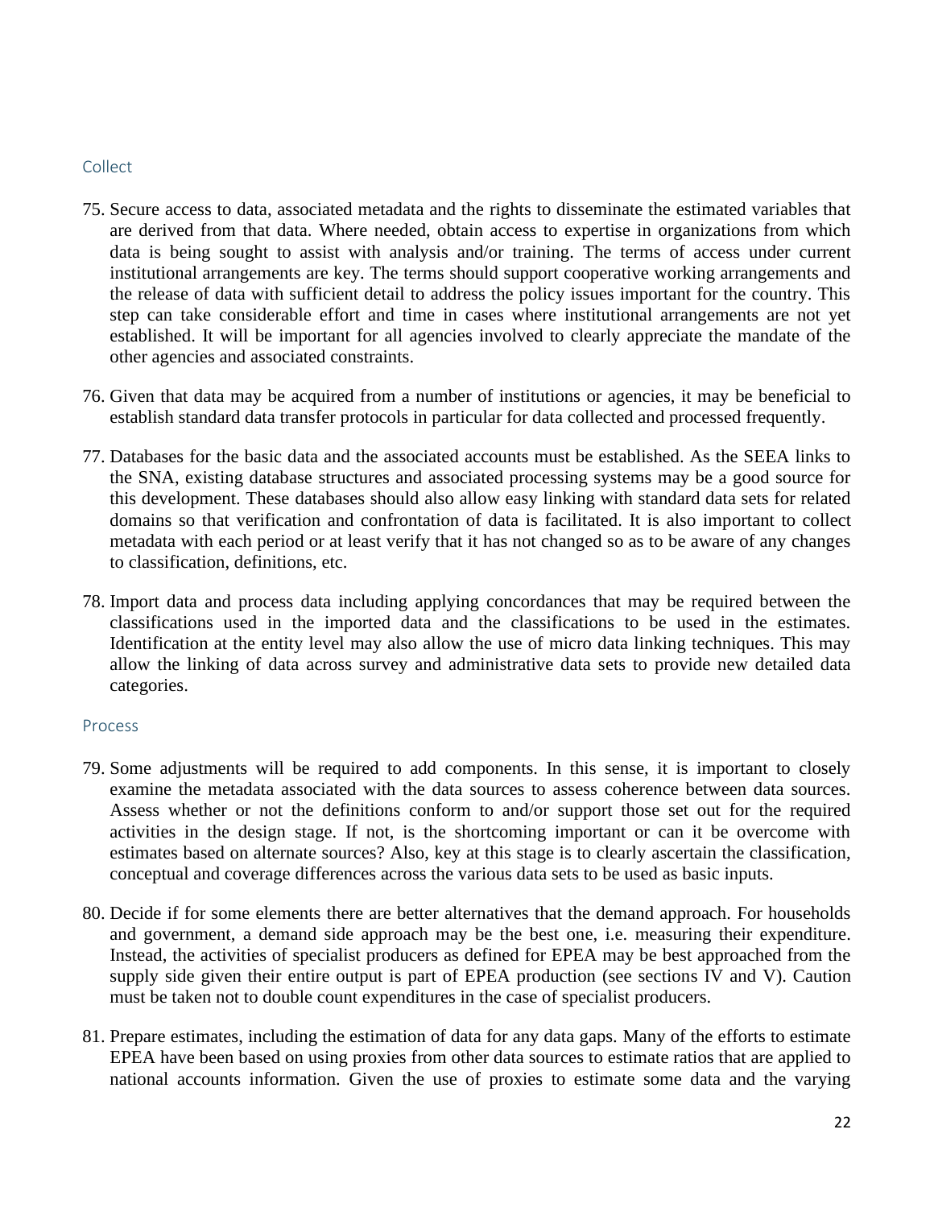### Collect

75. Secure access to data, associated metadata and the rights to disseminate the estimated variables that are derived from that data. Where needed, obtain access to expertise in organizations from which data is being sought to assist with analysis and/or training. The terms of access under current institutional arrangements are key. The terms should support cooperative working arrangements and the release of data with sufficient detail to address the policy issues important for the country. This step can take considerable effort and time in cases where institutional arrangements are not yet established. It will be important for all agencies involved to clearly appreciate the mandate of the other agencies and associated constraints.

76. Given that data may be acquired from a number of institutions or agencies, it may be beneficial to establish standard data transfer protocols in particular for data collected and processed frequently.

77. Databases for the basic data and the associated accounts must be established. As the SEEA links to the SNA, existing database structures and associated processing systems may be a good source for this development. These databases should also allow easy linking with standard data sets for related domains so that verification and confrontation of data is facilitated. It is also important to collect metadata with each period or at least verify that it has not changed so as to be aware of any changes to classification, definitions, etc.

78. Import data and process data including applying concordances that may be required between the classifications used in the imported data and the classifications to be used in the estimates. Identification at the entity level may also allow the use of micro data linking techniques. This may allow the linking of data across survey and administrative data sets to provide new detailed data categories.

### Process

79. Some adjustments will be required to add components. In this sense, it is important to closely examine the metadata associated with the data sources to assess coherence between data sources. Assess whether or not the definitions conform to and/or support those set out for the required activities in the design stage. If not, is the shortcoming important or can it be overcome with estimates based on alternate sources? Also, key at this stage is to clearly ascertain the classification, conceptual and coverage differences across the various data sets to be used as basic inputs.

80. Decide if for some elements there are better alternatives that the demand approach. For households and government, a demand side approach may be the best one, i.e. measuring their expenditure. Instead, the activities of specialist producers as defined for EPEA may be best approached from the supply side given their entire output is part of EPEA production (see sections IV and V). Caution must be taken not to double count expenditures in the case of specialist producers.

81. Prepare estimates, including the estimation of data for any data gaps. Many of the efforts to estimate EPEA have been based on using proxies from other data sources to estimate ratios that are applied to national accounts information. Given the use of proxies to estimate some data and the varying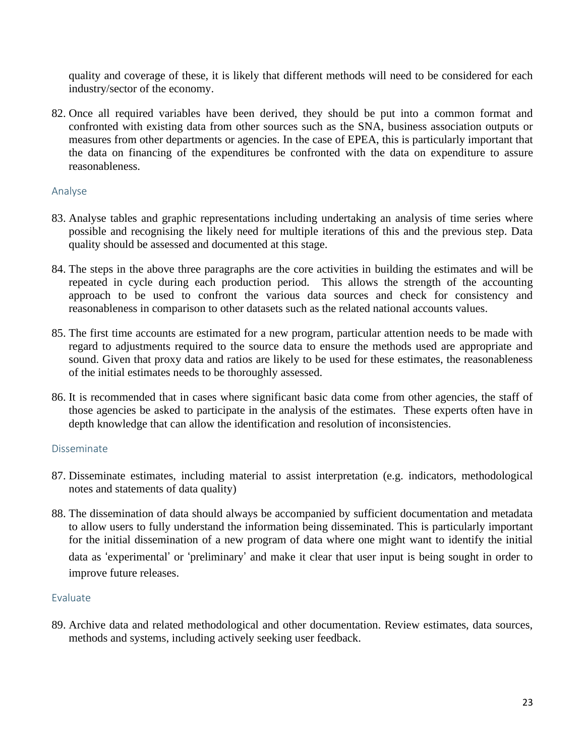quality and coverage of these, it is likely that different methods will need to be considered for each industry/sector of the economy.

82. Once all required variables have been derived, they should be put into a common format and confronted with existing data from other sources such as the SNA, business association outputs or measures from other departments or agencies. In the case of EPEA, this is particularly important that the data on financing of the expenditures be confronted with the data on expenditure to assure reasonableness.

### Analyse

83. Analyse tables and graphic representations including undertaking an analysis of time series where possible and recognising the likely need for multiple iterations of this and the previous step. Data quality should be assessed and documented at this stage.

84. The steps in the above three paragraphs are the core activities in building the estimates and will be repeated in cycle during each production period. This allows the strength of the accounting approach to be used to confront the various data sources and check for consistency and reasonableness in comparison to other datasets such as the related national accounts values.

85. The first time accounts are estimated for a new program, particular attention needs to be made with regard to adjustments required to the source data to ensure the methods used are appropriate and sound. Given that proxy data and ratios are likely to be used for these estimates, the reasonableness of the initial estimates needs to be thoroughly assessed.

86. It is recommended that in cases where significant basic data come from other agencies, the staff of those agencies be asked to participate in the analysis of the estimates. These experts often have in depth knowledge that can allow the identification and resolution of inconsistencies.

### Disseminate

87. Disseminate estimates, including material to assist interpretation (e.g. indicators, methodological notes and statements of data quality)

88. The dissemination of data should always be accompanied by sufficient documentation and metadata to allow users to fully understand the information being disseminated. This is particularly important for the initial dissemination of a new program of data where one might want to identify the initial data as ‘experimental’ or ‘preliminary’ and make it clear that user input is being sought in order to improve future releases.

### Evaluate

89. Archive data and related methodological and other documentation. Review estimates, data sources, methods and systems, including actively seeking user feedback.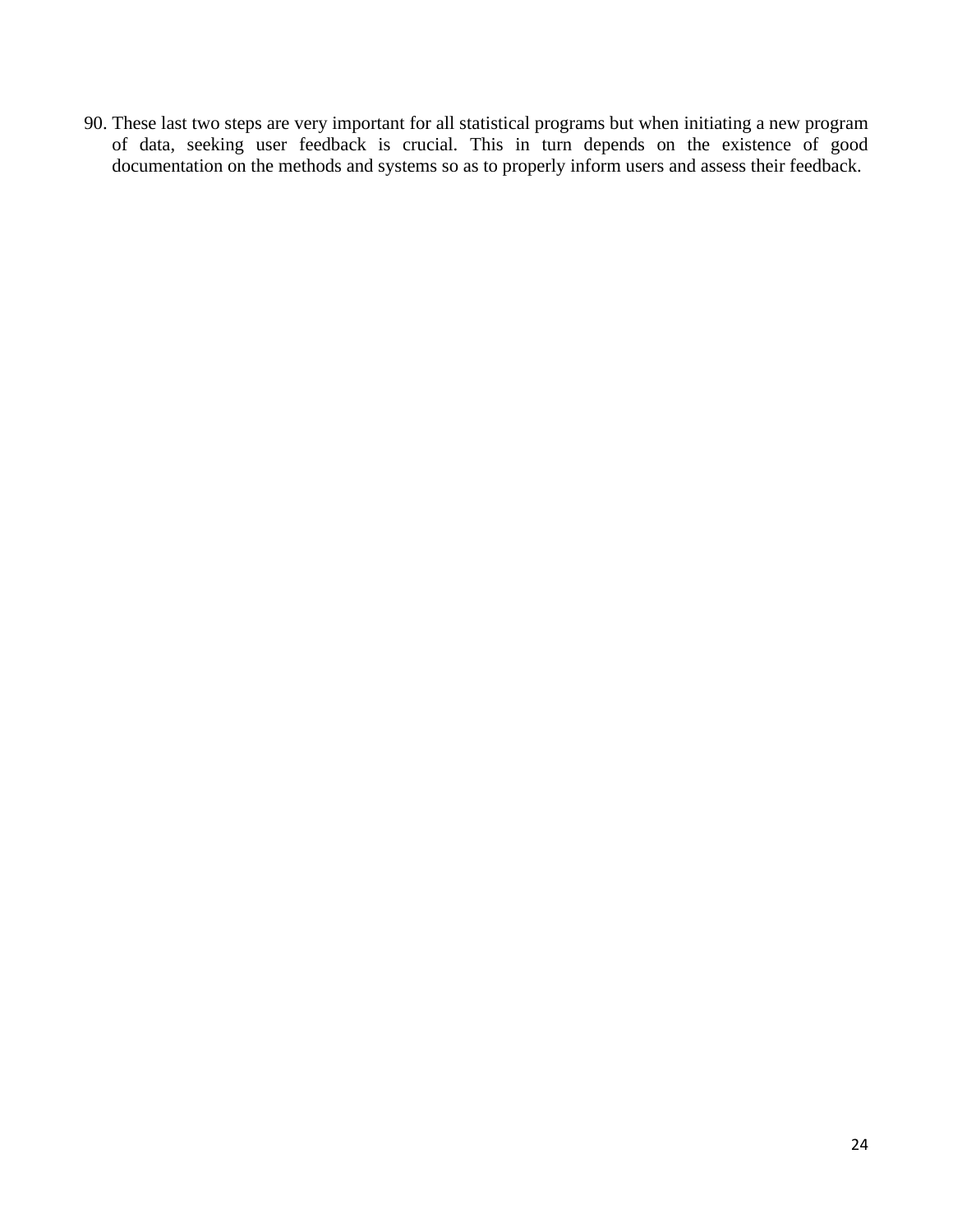90. These last two steps are very important for all statistical programs but when initiating a new program of data, seeking user feedback is crucial. This in turn depends on the existence of good documentation on the methods and systems so as to properly inform users and assess their feedback.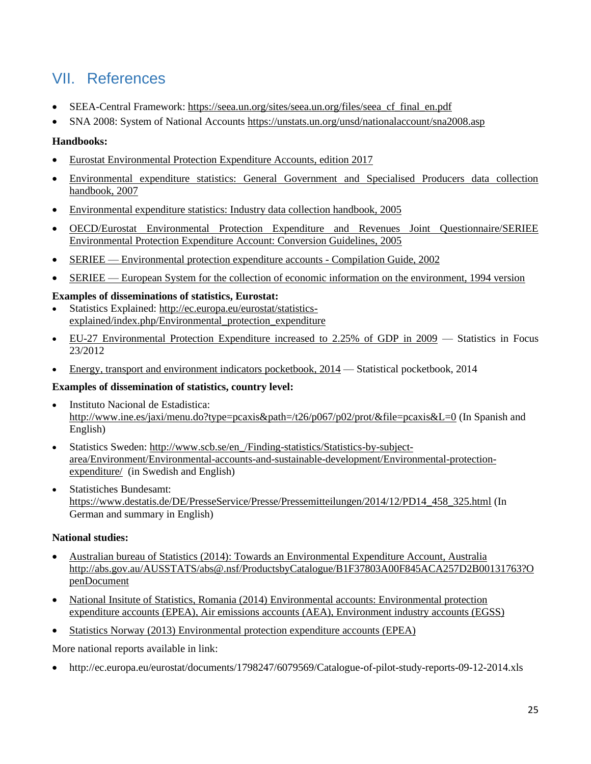## VII. References

- SEEA-Central Framework: https://seea.un.org/sites/seea.un.org/files/seea_cf_final_en.pdf
- SNA 2008: System of National Accounts https://unstats.un.org/unsd/nationalaccount/sna2008.asp

**Handbooks:**

- Eurostat Environmental Protection Expenditure Accounts, edition 2017
- Environmental expenditure statistics: General Government and Specialised Producers data collection handbook, 2007
- Environmental expenditure statistics: Industry data collection handbook, 2005
- OECD/Eurostat Environmental Protection Expenditure and Revenues Joint Questionnaire/SERIEE Environmental Protection Expenditure Account: Conversion Guidelines, 2005
- SERIEE — Environmental protection expenditure accounts - Compilation Guide, 2002
- SERIEE — European System for the collection of economic information on the environment, 1994 version

**Examples of disseminations of statistics, Eurostat:**

- Statistics Explained: http://ec.europa.eu/eurostat/statistics-explained/index.php/Environmental_protection_expenditure
- EU-27 Environmental Protection Expenditure increased to 2.25% of GDP in 2009 — Statistics in Focus 23/2012
- Energy, transport and environment indicators pocketbook, 2014 — Statistical pocketbook, 2014

**Examples of dissemination of statistics, country level:**

- Instituto Nacional de Estadistica: http://www.ine.es/jaxi/menu.do?type=pcaxis&path=/t26/p067/p02/prot/&file=pcaxis&L=0 (In Spanish and English)
- Statistics Sweden: http://www.scb.se/en_/Finding-statistics/Statistics-by-subject-area/Environment/Environmental-accounts-and-sustainable-development/Environmental-protection-expenditure/ (in Swedish and English)
- Statistiches Bundesamt: https://www.destatis.de/DE/PresseService/Presse/Pressemitteilungen/2014/12/PD14_458_325.html (In German and summary in English)

**National studies:**

- Australian bureau of Statistics (2014): Towards an Environmental Expenditure Account, Australia http://abs.gov.au/AUSSTATS/abs@.nsf/ProductsbyCatalogue/B1F37803A00F845ACA257D2B00131763?OpenDocument
- National Insitute of Statistics, Romania (2014) Environmental accounts: Environmental protection expenditure accounts (EPEA), Air emissions accounts (AEA), Environment industry accounts (EGSS)
- Statistics Norway (2013) Environmental protection expenditure accounts (EPEA)

More national reports available in link:

- http://ec.europa.eu/eurostat/documents/1798247/6079569/Catalogue-of-pilot-study-reports-09-12-2014.xls